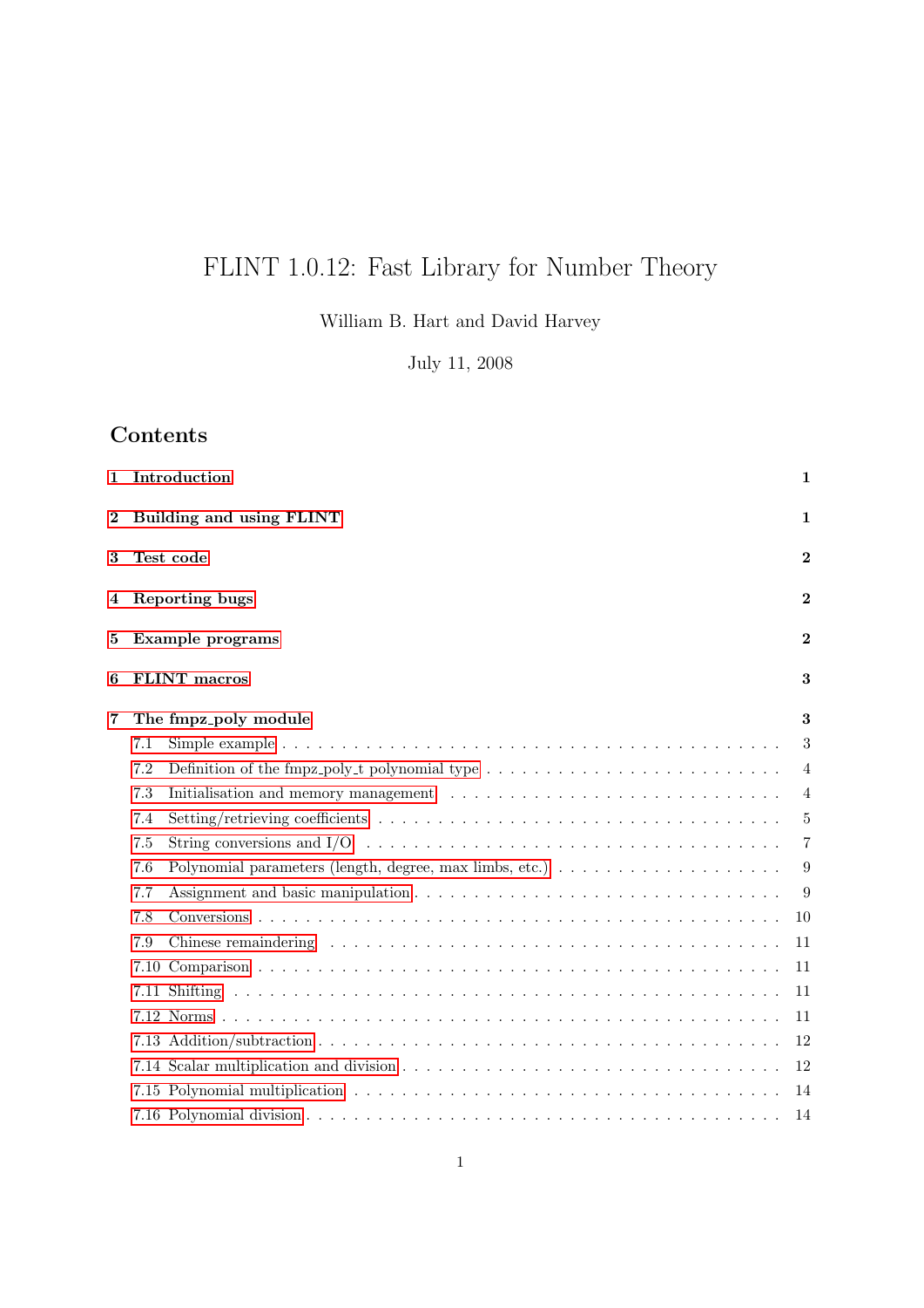# FLINT 1.0.12: Fast Library for Number Theory

William B. Hart and David Harvey

July 11, 2008

## Contents

| | |
|---|---|
| **1 Introduction** | **1** |
| **2 Building and using FLINT** | **1** |
| **3 Test code** | **2** |
| **4 Reporting bugs** | **2** |
| **5 Example programs** | **2** |
| **6 FLINT macros** | **3** |
| **7 The fmpz_poly module** | **3** |
| 7.1 Simple example | 3 |
| 7.2 Definition of the fmpz_poly_t polynomial type | 4 |
| 7.3 Initialisation and memory management | 4 |
| 7.4 Setting/retrieving coefficients | 5 |
| 7.5 String conversions and I/O | 7 |
| 7.6 Polynomial parameters (length, degree, max limbs, etc.) | 9 |
| 7.7 Assignment and basic manipulation | 9 |
| 7.8 Conversions | 10 |
| 7.9 Chinese remaindering | 11 |
| 7.10 Comparison | 11 |
| 7.11 Shifting | 11 |
| 7.12 Norms | 11 |
| 7.13 Addition/subtraction | 12 |
| 7.14 Scalar multiplication and division | 12 |
| 7.15 Polynomial multiplication | 14 |
| 7.16 Polynomial division | 14 |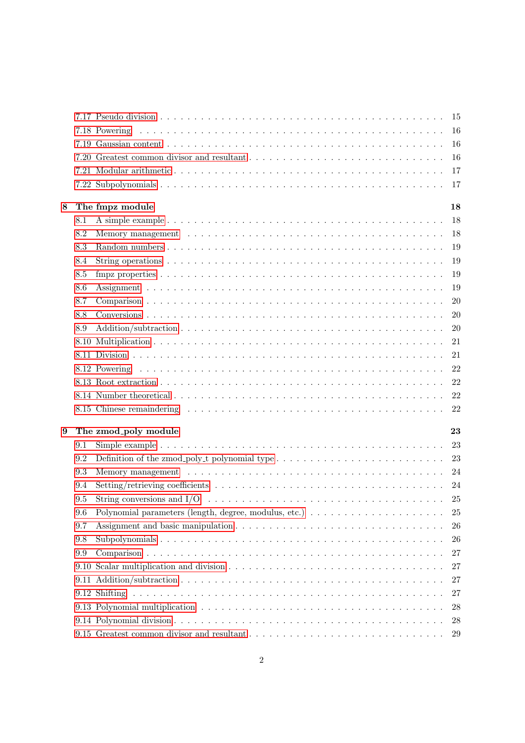7.17 Pseudo division . . . . . . . . . . . . . . . . . . . . . . . . . . . . . . . . . . . . 15
7.18 Powering . . . . . . . . . . . . . . . . . . . . . . . . . . . . . . . . . . . . . . . 16
7.19 Gaussian content . . . . . . . . . . . . . . . . . . . . . . . . . . . . . . . . . . . 16
7.20 Greatest common divisor and resultant . . . . . . . . . . . . . . . . . . . . . . . . 16
7.21 Modular arithmetic . . . . . . . . . . . . . . . . . . . . . . . . . . . . . . . . . . 17
7.22 Subpolynomials . . . . . . . . . . . . . . . . . . . . . . . . . . . . . . . . . . . . 17

**8 The fmpz module** **18**

8.1 A simple example . . . . . . . . . . . . . . . . . . . . . . . . . . . . . . . . . . . 18
8.2 Memory management . . . . . . . . . . . . . . . . . . . . . . . . . . . . . . . . . . 18
8.3 Random numbers . . . . . . . . . . . . . . . . . . . . . . . . . . . . . . . . . . . . 19
8.4 String operations . . . . . . . . . . . . . . . . . . . . . . . . . . . . . . . . . . . 19
8.5 fmpz properties . . . . . . . . . . . . . . . . . . . . . . . . . . . . . . . . . . . . 19
8.6 Assignment . . . . . . . . . . . . . . . . . . . . . . . . . . . . . . . . . . . . . . 19
8.7 Comparison . . . . . . . . . . . . . . . . . . . . . . . . . . . . . . . . . . . . . . 20
8.8 Conversions . . . . . . . . . . . . . . . . . . . . . . . . . . . . . . . . . . . . . . 20
8.9 Addition/subtraction . . . . . . . . . . . . . . . . . . . . . . . . . . . . . . . . . 20
8.10 Multiplication . . . . . . . . . . . . . . . . . . . . . . . . . . . . . . . . . . . . 21
8.11 Division . . . . . . . . . . . . . . . . . . . . . . . . . . . . . . . . . . . . . . . 21
8.12 Powering . . . . . . . . . . . . . . . . . . . . . . . . . . . . . . . . . . . . . . . 22
8.13 Root extraction . . . . . . . . . . . . . . . . . . . . . . . . . . . . . . . . . . . 22
8.14 Number theoretical . . . . . . . . . . . . . . . . . . . . . . . . . . . . . . . . . . 22
8.15 Chinese remaindering . . . . . . . . . . . . . . . . . . . . . . . . . . . . . . . . 22

**9 The zmod_poly module** **23**

9.1 Simple example . . . . . . . . . . . . . . . . . . . . . . . . . . . . . . . . . . . . 23
9.2 Definition of the zmod_poly_t polynomial type . . . . . . . . . . . . . . . . . . . . 23
9.3 Memory management . . . . . . . . . . . . . . . . . . . . . . . . . . . . . . . . . . 24
9.4 Setting/retrieving coefficients . . . . . . . . . . . . . . . . . . . . . . . . . . . . 24
9.5 String conversions and I/O . . . . . . . . . . . . . . . . . . . . . . . . . . . . . . 25
9.6 Polynomial parameters (length, degree, modulus, etc.) . . . . . . . . . . . . . . . 25
9.7 Assignment and basic manipulation . . . . . . . . . . . . . . . . . . . . . . . . . . 26
9.8 Subpolynomials . . . . . . . . . . . . . . . . . . . . . . . . . . . . . . . . . . . . 26
9.9 Comparison . . . . . . . . . . . . . . . . . . . . . . . . . . . . . . . . . . . . . . 27
9.10 Scalar multiplication and division . . . . . . . . . . . . . . . . . . . . . . . . . 27
9.11 Addition/subtraction . . . . . . . . . . . . . . . . . . . . . . . . . . . . . . . . . 27
9.12 Shifting . . . . . . . . . . . . . . . . . . . . . . . . . . . . . . . . . . . . . . . 27
9.13 Polynomial multiplication . . . . . . . . . . . . . . . . . . . . . . . . . . . . . . 28
9.14 Polynomial division . . . . . . . . . . . . . . . . . . . . . . . . . . . . . . . . . 28
9.15 Greatest common divisor and resultant . . . . . . . . . . . . . . . . . . . . . . . . 29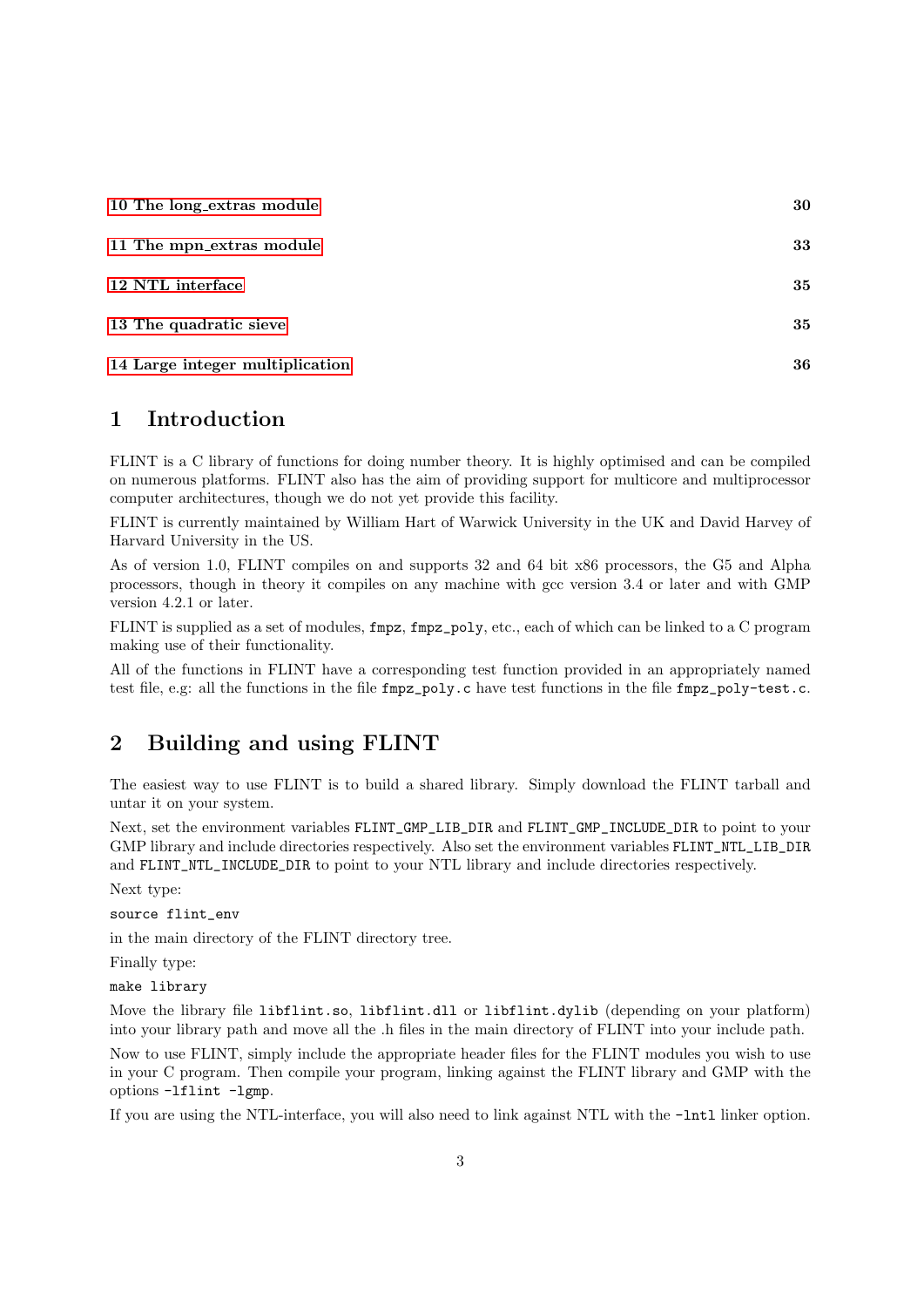| | |
|---|---|
| 10 The long_extras module | 30 |
| 11 The mpn_extras module | 33 |
| 12 NTL interface | 35 |
| 13 The quadratic sieve | 35 |
| 14 Large integer multiplication | 36 |

## 1 Introduction

FLINT is a C library of functions for doing number theory. It is highly optimised and can be compiled on numerous platforms. FLINT also has the aim of providing support for multicore and multiprocessor computer architectures, though we do not yet provide this facility.

FLINT is currently maintained by William Hart of Warwick University in the UK and David Harvey of Harvard University in the US.

As of version 1.0, FLINT compiles on and supports 32 and 64 bit x86 processors, the G5 and Alpha processors, though in theory it compiles on any machine with gcc version 3.4 or later and with GMP version 4.2.1 or later.

FLINT is supplied as a set of modules, `fmpz`, `fmpz_poly`, etc., each of which can be linked to a C program making use of their functionality.

All of the functions in FLINT have a corresponding test function provided in an appropriately named test file, e.g: all the functions in the file `fmpz_poly.c` have test functions in the file `fmpz_poly-test.c`.

## 2 Building and using FLINT

The easiest way to use FLINT is to build a shared library. Simply download the FLINT tarball and untar it on your system.

Next, set the environment variables `FLINT_GMP_LIB_DIR` and `FLINT_GMP_INCLUDE_DIR` to point to your GMP library and include directories respectively. Also set the environment variables `FLINT_NTL_LIB_DIR` and `FLINT_NTL_INCLUDE_DIR` to point to your NTL library and include directories respectively.

Next type:

```
source flint_env
```

in the main directory of the FLINT directory tree.

Finally type:

```
make library
```

Move the library file `libflint.so`, `libflint.dll` or `libflint.dylib` (depending on your platform) into your library path and move all the .h files in the main directory of FLINT into your include path.

Now to use FLINT, simply include the appropriate header files for the FLINT modules you wish to use in your C program. Then compile your program, linking against the FLINT library and GMP with the options `-lflint -lgmp`.

If you are using the NTL-interface, you will also need to link against NTL with the `-lntl` linker option.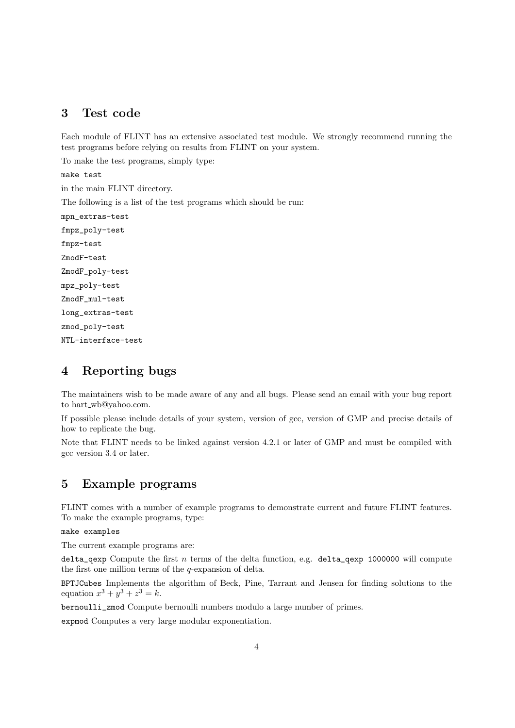## 3 Test code

Each module of FLINT has an extensive associated test module. We strongly recommend running the test programs before relying on results from FLINT on your system.

To make the test programs, simply type:

`make test`

in the main FLINT directory.

The following is a list of the test programs which should be run:

```
mpn_extras-test
fmpz_poly-test
fmpz-test
ZmodF-test
ZmodF_poly-test
mpz_poly-test
ZmodF_mul-test
long_extras-test
zmod_poly-test
NTL-interface-test
```

## 4 Reporting bugs

The maintainers wish to be made aware of any and all bugs. Please send an email with your bug report to hart_wb@yahoo.com.

If possible please include details of your system, version of gcc, version of GMP and precise details of how to replicate the bug.

Note that FLINT needs to be linked against version 4.2.1 or later of GMP and must be compiled with gcc version 3.4 or later.

## 5 Example programs

FLINT comes with a number of example programs to demonstrate current and future FLINT features. To make the example programs, type:

`make examples`

The current example programs are:

`delta_qexp` Compute the first $n$ terms of the delta function, e.g. `delta_qexp 1000000` will compute the first one million terms of the $q$-expansion of delta.

`BPTJCubes` Implements the algorithm of Beck, Pine, Tarrant and Jensen for finding solutions to the equation $x^3 + y^3 + z^3 = k$.

`bernoulli_zmod` Compute bernoulli numbers modulo a large number of primes.

`expmod` Computes a very large modular exponentiation.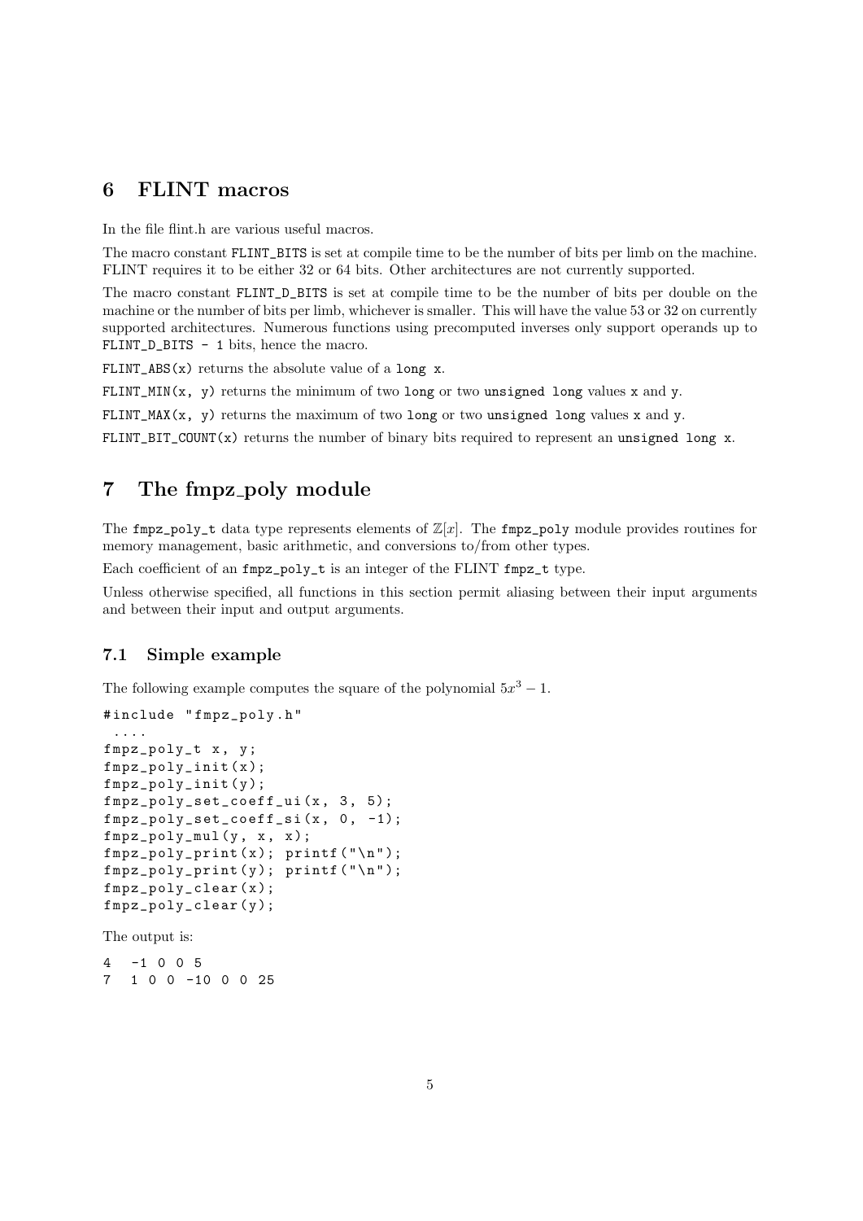# 6 FLINT macros

In the file flint.h are various useful macros.

The macro constant `FLINT_BITS` is set at compile time to be the number of bits per limb on the machine. FLINT requires it to be either 32 or 64 bits. Other architectures are not currently supported.

The macro constant `FLINT_D_BITS` is set at compile time to be the number of bits per double on the machine or the number of bits per limb, whichever is smaller. This will have the value 53 or 32 on currently supported architectures. Numerous functions using precomputed inverses only support operands up to `FLINT_D_BITS - 1` bits, hence the macro.

`FLINT_ABS(x)` returns the absolute value of a `long x`.

`FLINT_MIN(x, y)` returns the minimum of two `long` or two `unsigned long` values `x` and `y`.

`FLINT_MAX(x, y)` returns the maximum of two `long` or two `unsigned long` values `x` and `y`.

`FLINT_BIT_COUNT(x)` returns the number of binary bits required to represent an `unsigned long x`.

# 7 The fmpz_poly module

The `fmpz_poly_t` data type represents elements of $\mathbb{Z}[x]$. The `fmpz_poly` module provides routines for memory management, basic arithmetic, and conversions to/from other types.

Each coefficient of an `fmpz_poly_t` is an integer of the FLINT `fmpz_t` type.

Unless otherwise specified, all functions in this section permit aliasing between their input arguments and between their input and output arguments.

## 7.1 Simple example

The following example computes the square of the polynomial $5x^3 - 1$.

```
#include "fmpz_poly.h"
 ....
fmpz_poly_t x, y;
fmpz_poly_init(x);
fmpz_poly_init(y);
fmpz_poly_set_coeff_ui(x, 3, 5);
fmpz_poly_set_coeff_si(x, 0, -1);
fmpz_poly_mul(y, x, x);
fmpz_poly_print(x); printf("\n");
fmpz_poly_print(y); printf("\n");
fmpz_poly_clear(x);
fmpz_poly_clear(y);
```

The output is:

```
4  -1 0 0 5
7  1 0 0 -10 0 0 25
```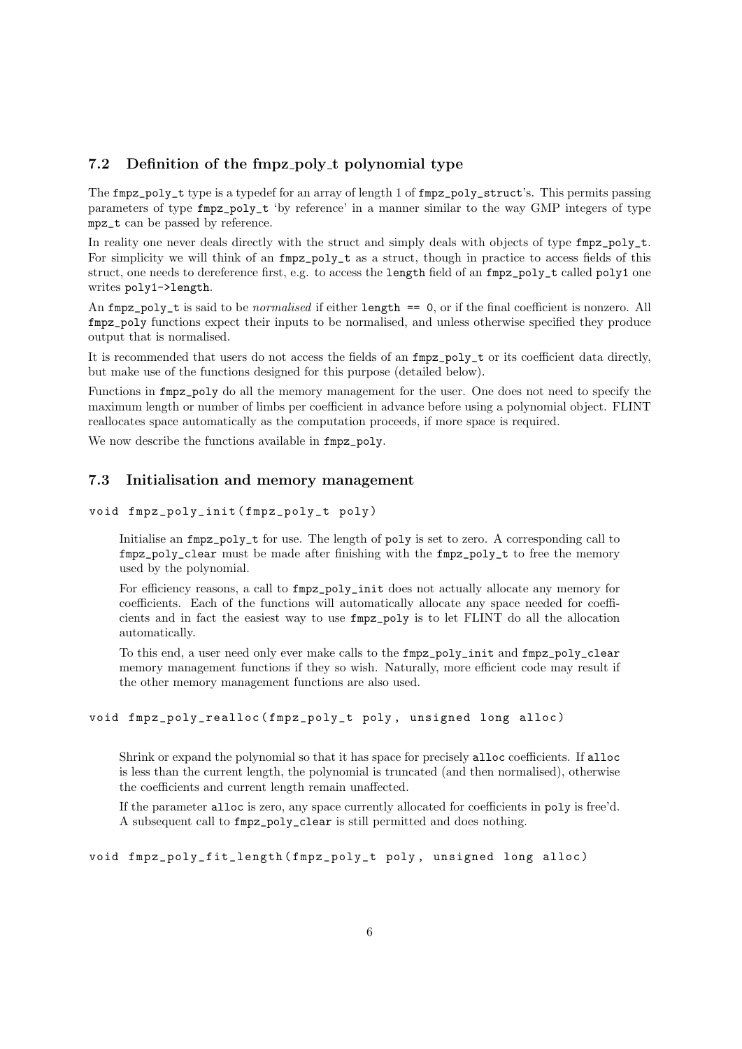## 7.2 Definition of the fmpz_poly_t polynomial type

The `fmpz_poly_t` type is a typedef for an array of length 1 of `fmpz_poly_struct`'s. This permits passing parameters of type `fmpz_poly_t` 'by reference' in a manner similar to the way GMP integers of type `mpz_t` can be passed by reference.

In reality one never deals directly with the struct and simply deals with objects of type `fmpz_poly_t`. For simplicity we will think of an `fmpz_poly_t` as a struct, though in practice to access fields of this struct, one needs to dereference first, e.g. to access the `length` field of an `fmpz_poly_t` called `poly1` one writes `poly1->length`.

An `fmpz_poly_t` is said to be *normalised* if either `length == 0`, or if the final coefficient is nonzero. All `fmpz_poly` functions expect their inputs to be normalised, and unless otherwise specified they produce output that is normalised.

It is recommended that users do not access the fields of an `fmpz_poly_t` or its coefficient data directly, but make use of the functions designed for this purpose (detailed below).

Functions in `fmpz_poly` do all the memory management for the user. One does not need to specify the maximum length or number of limbs per coefficient in advance before using a polynomial object. FLINT reallocates space automatically as the computation proceeds, if more space is required.

We now describe the functions available in `fmpz_poly`.

## 7.3 Initialisation and memory management

```
void fmpz_poly_init(fmpz_poly_t poly)
```

Initialise an `fmpz_poly_t` for use. The length of `poly` is set to zero. A corresponding call to `fmpz_poly_clear` must be made after finishing with the `fmpz_poly_t` to free the memory used by the polynomial.

For efficiency reasons, a call to `fmpz_poly_init` does not actually allocate any memory for coefficients. Each of the functions will automatically allocate any space needed for coefficients and in fact the easiest way to use `fmpz_poly` is to let FLINT do all the allocation automatically.

To this end, a user need only ever make calls to the `fmpz_poly_init` and `fmpz_poly_clear` memory management functions if they so wish. Naturally, more efficient code may result if the other memory management functions are also used.

```
void fmpz_poly_realloc(fmpz_poly_t poly, unsigned long alloc)
```

Shrink or expand the polynomial so that it has space for precisely `alloc` coefficients. If `alloc` is less than the current length, the polynomial is truncated (and then normalised), otherwise the coefficients and current length remain unaffected.

If the parameter `alloc` is zero, any space currently allocated for coefficients in `poly` is free'd. A subsequent call to `fmpz_poly_clear` is still permitted and does nothing.

```
void fmpz_poly_fit_length(fmpz_poly_t poly, unsigned long alloc)
```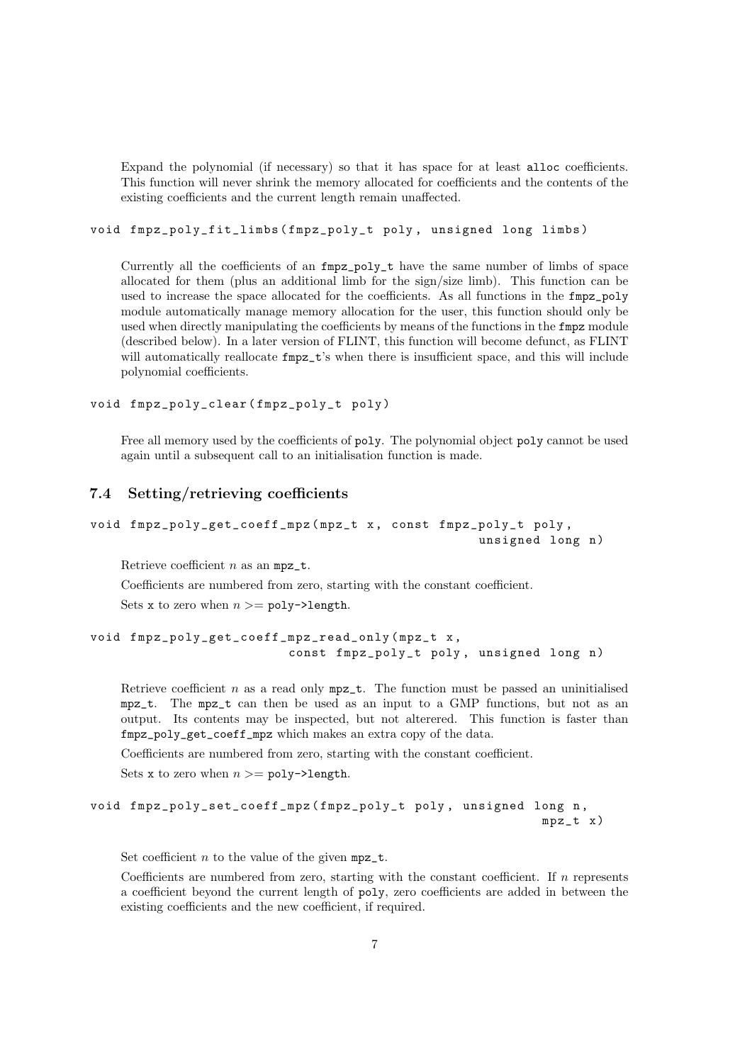Expand the polynomial (if necessary) so that it has space for at least `alloc` coefficients. This function will never shrink the memory allocated for coefficients and the contents of the existing coefficients and the current length remain unaffected.

```
void fmpz_poly_fit_limbs(fmpz_poly_t poly, unsigned long limbs)
```

Currently all the coefficients of an `fmpz_poly_t` have the same number of limbs of space allocated for them (plus an additional limb for the sign/size limb). This function can be used to increase the space allocated for the coefficients. As all functions in the `fmpz_poly` module automatically manage memory allocation for the user, this function should only be used when directly manipulating the coefficients by means of the functions in the `fmpz` module (described below). In a later version of FLINT, this function will become defunct, as FLINT will automatically reallocate `fmpz_t`'s when there is insufficient space, and this will include polynomial coefficients.

```
void fmpz_poly_clear(fmpz_poly_t poly)
```

Free all memory used by the coefficients of `poly`. The polynomial object `poly` cannot be used again until a subsequent call to an initialisation function is made.

## 7.4 Setting/retrieving coefficients

```
void fmpz_poly_get_coeff_mpz(mpz_t x, const fmpz_poly_t poly,
                                                    unsigned long n)
```

Retrieve coefficient $n$ as an `mpz_t`.

Coefficients are numbered from zero, starting with the constant coefficient.

Sets `x` to zero when $n >=$ `poly->length`.

```
void fmpz_poly_get_coeff_mpz_read_only(mpz_t x,
                         const fmpz_poly_t poly, unsigned long n)
```

Retrieve coefficient $n$ as a read only `mpz_t`. The function must be passed an uninitialised `mpz_t`. The `mpz_t` can then be used as an input to a GMP functions, but not as an output. Its contents may be inspected, but not alterered. This function is faster than `fmpz_poly_get_coeff_mpz` which makes an extra copy of the data.

Coefficients are numbered from zero, starting with the constant coefficient.

Sets `x` to zero when $n >=$ `poly->length`.

```
void fmpz_poly_set_coeff_mpz(fmpz_poly_t poly, unsigned long n,
                                                        mpz_t x)
```

Set coefficient $n$ to the value of the given `mpz_t`.

Coefficients are numbered from zero, starting with the constant coefficient. If $n$ represents a coefficient beyond the current length of `poly`, zero coefficients are added in between the existing coefficients and the new coefficient, if required.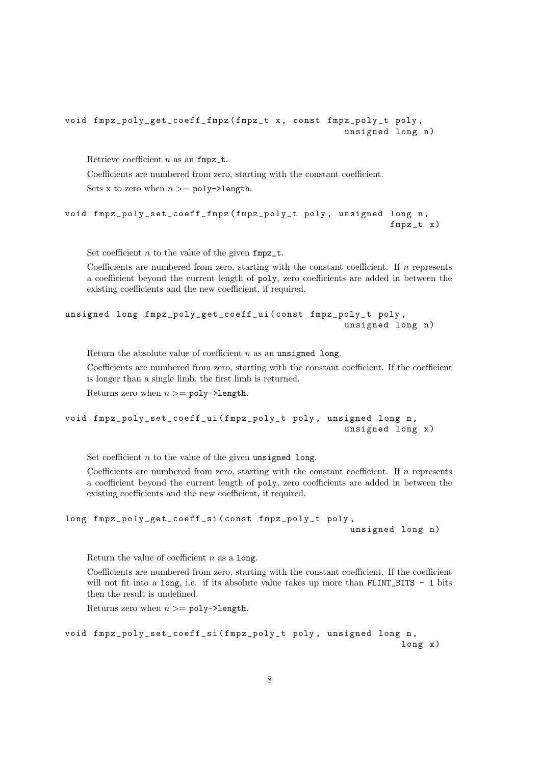```
void fmpz_poly_get_coeff_fmpz(fmpz_t x, const fmpz_poly_t poly,
                                                    unsigned long n)
```

Retrieve coefficient $n$ as an `fmpz_t`.

Coefficients are numbered from zero, starting with the constant coefficient.

Sets `x` to zero when $n >=$ `poly->length`.

```
void fmpz_poly_set_coeff_fmpz(fmpz_poly_t poly, unsigned long n,
                                                            fmpz_t x)
```

Set coefficient $n$ to the value of the given `fmpz_t`.

Coefficients are numbered from zero, starting with the constant coefficient. If $n$ represents a coefficient beyond the current length of `poly`, zero coefficients are added in between the existing coefficients and the new coefficient, if required.

```
unsigned long fmpz_poly_get_coeff_ui(const fmpz_poly_t poly,
                                                    unsigned long n)
```

Return the absolute value of coefficient $n$ as an `unsigned long`.

Coefficients are numbered from zero, starting with the constant coefficient. If the coefficient is longer than a single limb, the first limb is returned.

Returns zero when $n >=$ `poly->length`.

```
void fmpz_poly_set_coeff_ui(fmpz_poly_t poly, unsigned long n,
                                                    unsigned long x)
```

Set coefficient $n$ to the value of the given `unsigned long`.

Coefficients are numbered from zero, starting with the constant coefficient. If $n$ represents a coefficient beyond the current length of `poly`, zero coefficients are added in between the existing coefficients and the new coefficient, if required.

```
long fmpz_poly_get_coeff_si(const fmpz_poly_t poly,
                                                    unsigned long n)
```

Return the value of coefficient $n$ as a `long`.

Coefficients are numbered from zero, starting with the constant coefficient. If the coefficient will not fit into a `long`, i.e. if its absolute value takes up more than `FLINT_BITS - 1` bits then the result is undefined.

Returns zero when $n >=$ `poly->length`.

```
void fmpz_poly_set_coeff_si(fmpz_poly_t poly, unsigned long n,
                                                              long x)
```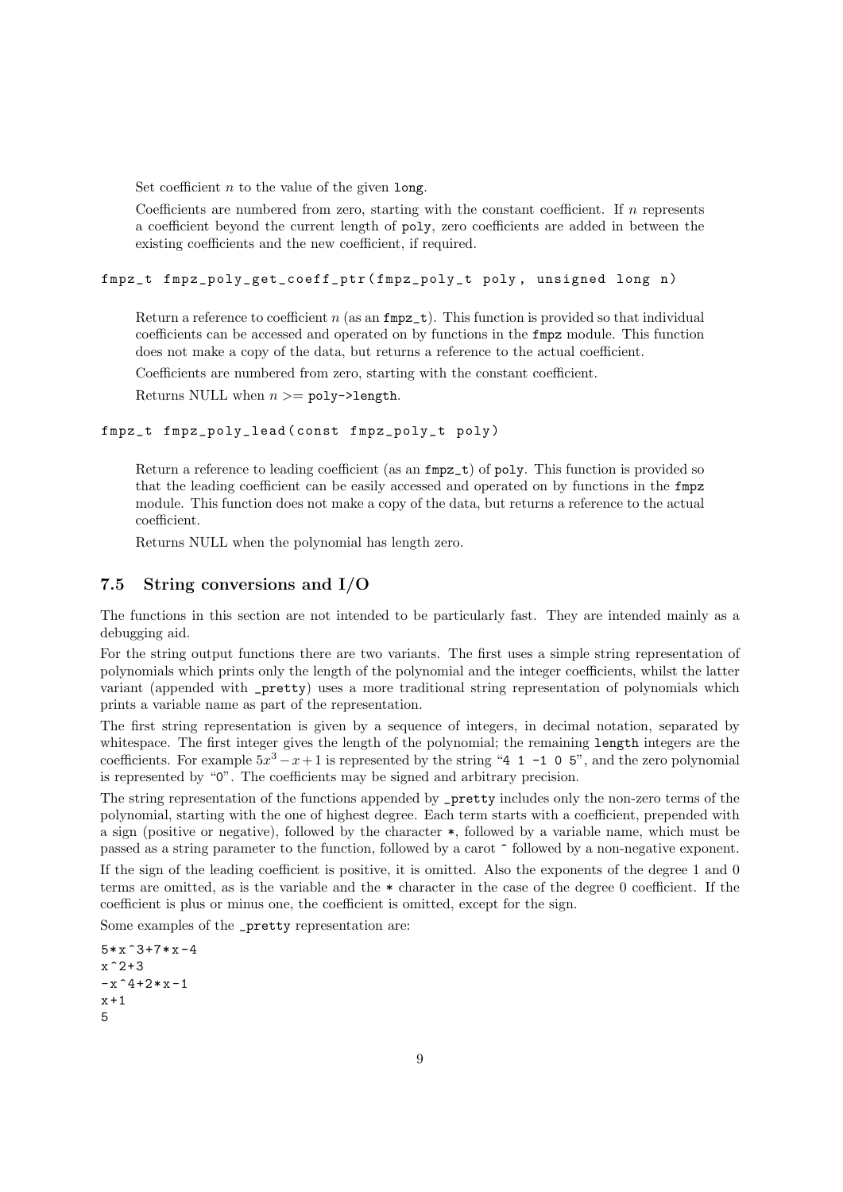Set coefficient $n$ to the value of the given `long`.

Coefficients are numbered from zero, starting with the constant coefficient. If $n$ represents a coefficient beyond the current length of `poly`, zero coefficients are added in between the existing coefficients and the new coefficient, if required.

```
fmpz_t fmpz_poly_get_coeff_ptr(fmpz_poly_t poly, unsigned long n)
```

Return a reference to coefficient $n$ (as an `fmpz_t`). This function is provided so that individual coefficients can be accessed and operated on by functions in the `fmpz` module. This function does not make a copy of the data, but returns a reference to the actual coefficient.

Coefficients are numbered from zero, starting with the constant coefficient.

Returns NULL when $n >=$ `poly->length`.

```
fmpz_t fmpz_poly_lead(const fmpz_poly_t poly)
```

Return a reference to leading coefficient (as an `fmpz_t`) of `poly`. This function is provided so that the leading coefficient can be easily accessed and operated on by functions in the `fmpz` module. This function does not make a copy of the data, but returns a reference to the actual coefficient.

Returns NULL when the polynomial has length zero.

## 7.5 String conversions and I/O

The functions in this section are not intended to be particularly fast. They are intended mainly as a debugging aid.

For the string output functions there are two variants. The first uses a simple string representation of polynomials which prints only the length of the polynomial and the integer coefficients, whilst the latter variant (appended with `_pretty`) uses a more traditional string representation of polynomials which prints a variable name as part of the representation.

The first string representation is given by a sequence of integers, in decimal notation, separated by whitespace. The first integer gives the length of the polynomial; the remaining `length` integers are the coefficients. For example $5x^3 - x + 1$ is represented by the string "`4 1 -1 0 5`", and the zero polynomial is represented by "`0`". The coefficients may be signed and arbitrary precision.

The string representation of the functions appended by `_pretty` includes only the non-zero terms of the polynomial, starting with the one of highest degree. Each term starts with a coefficient, prepended with a sign (positive or negative), followed by the character `*`, followed by a variable name, which must be passed as a string parameter to the function, followed by a carot `^` followed by a non-negative exponent.

If the sign of the leading coefficient is positive, it is omitted. Also the exponents of the degree 1 and 0 terms are omitted, as is the variable and the `*` character in the case of the degree 0 coefficient. If the coefficient is plus or minus one, the coefficient is omitted, except for the sign.

Some examples of the `_pretty` representation are:

```
5*x^3+7*x-4
x^2+3
-x^4+2*x-1
x+1
5
```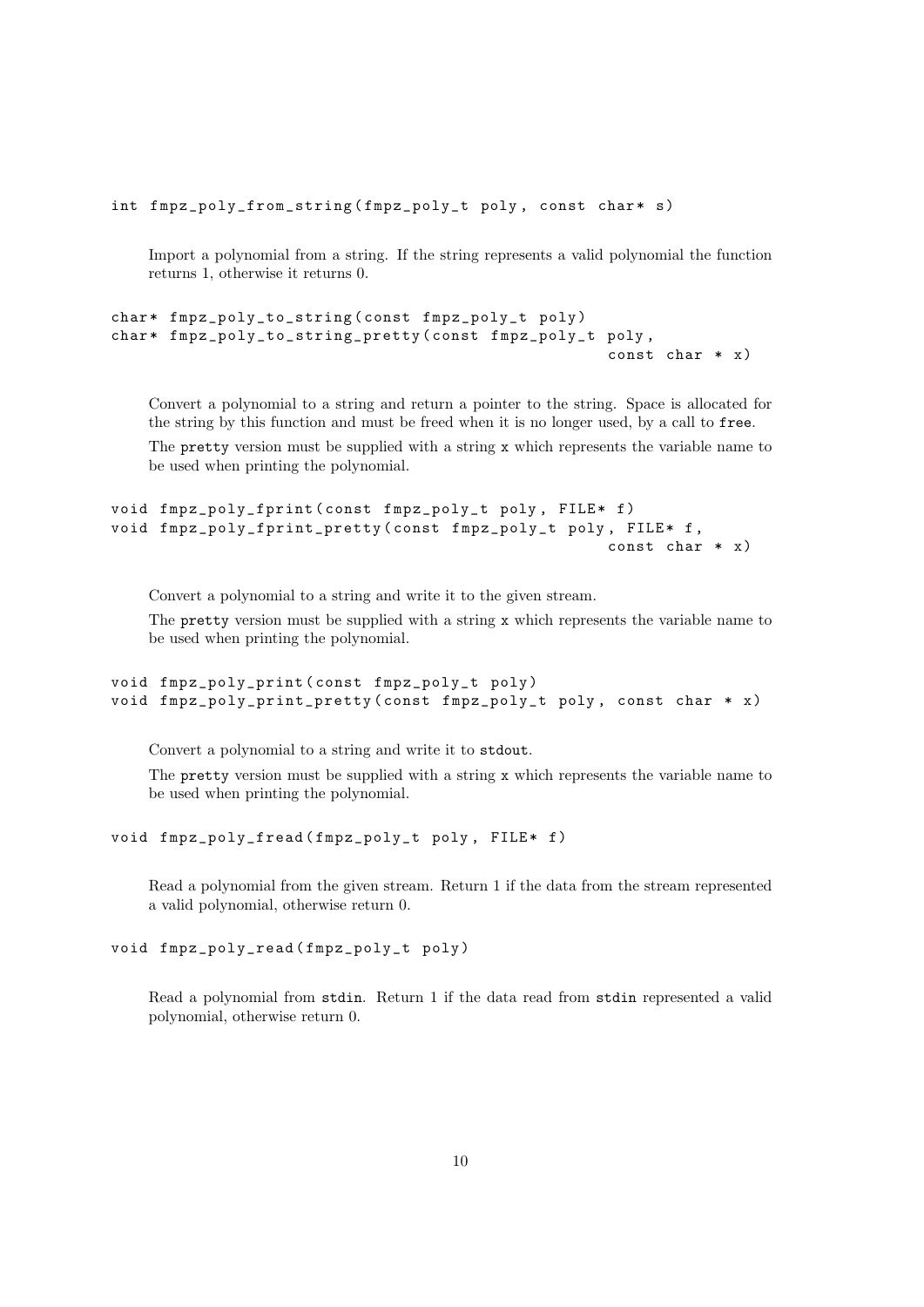```
int fmpz_poly_from_string(fmpz_poly_t poly, const char* s)
```

Import a polynomial from a string. If the string represents a valid polynomial the function returns 1, otherwise it returns 0.

```
char* fmpz_poly_to_string(const fmpz_poly_t poly)
char* fmpz_poly_to_string_pretty(const fmpz_poly_t poly,
                                                        const char * x)
```

Convert a polynomial to a string and return a pointer to the string. Space is allocated for the string by this function and must be freed when it is no longer used, by a call to `free`.

The `pretty` version must be supplied with a string `x` which represents the variable name to be used when printing the polynomial.

```
void fmpz_poly_fprint(const fmpz_poly_t poly, FILE* f)
void fmpz_poly_fprint_pretty(const fmpz_poly_t poly, FILE* f,
                                                        const char * x)
```

Convert a polynomial to a string and write it to the given stream.

The `pretty` version must be supplied with a string `x` which represents the variable name to be used when printing the polynomial.

```
void fmpz_poly_print(const fmpz_poly_t poly)
void fmpz_poly_print_pretty(const fmpz_poly_t poly, const char * x)
```

Convert a polynomial to a string and write it to `stdout`.

The `pretty` version must be supplied with a string `x` which represents the variable name to be used when printing the polynomial.

```
void fmpz_poly_fread(fmpz_poly_t poly, FILE* f)
```

Read a polynomial from the given stream. Return 1 if the data from the stream represented a valid polynomial, otherwise return 0.

```
void fmpz_poly_read(fmpz_poly_t poly)
```

Read a polynomial from `stdin`. Return 1 if the data read from `stdin` represented a valid polynomial, otherwise return 0.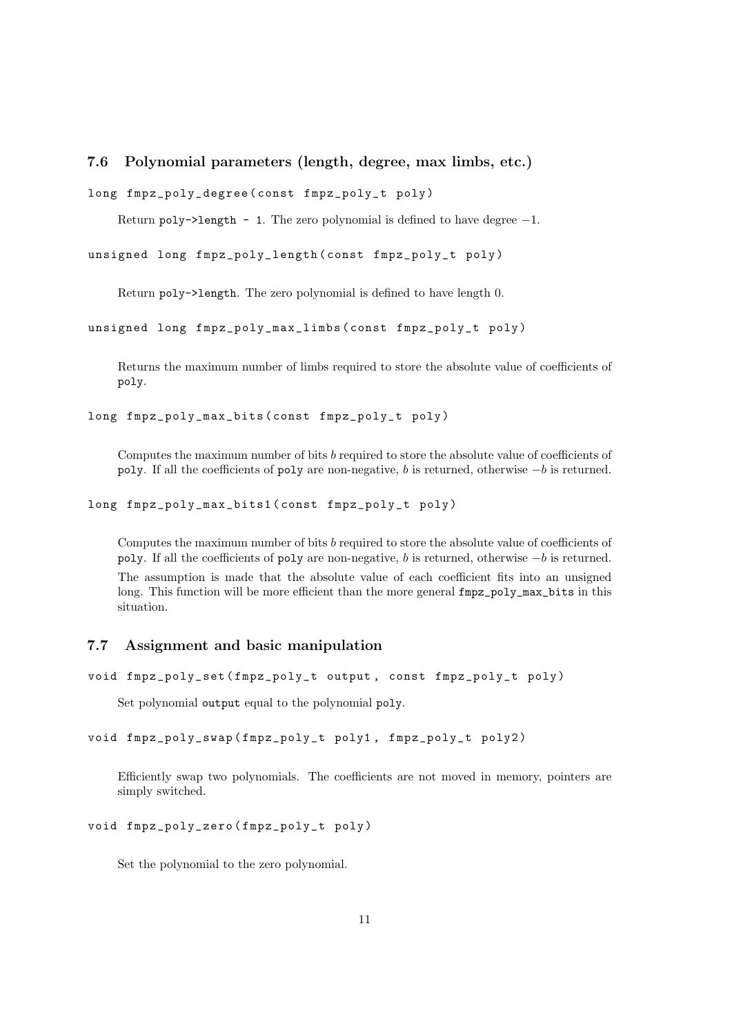## 7.6 Polynomial parameters (length, degree, max limbs, etc.)

```
long fmpz_poly_degree(const fmpz_poly_t poly)
```

Return `poly->length - 1`. The zero polynomial is defined to have degree $-1$.

```
unsigned long fmpz_poly_length(const fmpz_poly_t poly)
```

Return `poly->length`. The zero polynomial is defined to have length 0.

```
unsigned long fmpz_poly_max_limbs(const fmpz_poly_t poly)
```

Returns the maximum number of limbs required to store the absolute value of coefficients of `poly`.

```
long fmpz_poly_max_bits(const fmpz_poly_t poly)
```

Computes the maximum number of bits $b$ required to store the absolute value of coefficients of `poly`. If all the coefficients of `poly` are non-negative, $b$ is returned, otherwise $-b$ is returned.

```
long fmpz_poly_max_bits1(const fmpz_poly_t poly)
```

Computes the maximum number of bits $b$ required to store the absolute value of coefficients of `poly`. If all the coefficients of `poly` are non-negative, $b$ is returned, otherwise $-b$ is returned.

The assumption is made that the absolute value of each coefficient fits into an unsigned long. This function will be more efficient than the more general `fmpz_poly_max_bits` in this situation.

## 7.7 Assignment and basic manipulation

```
void fmpz_poly_set(fmpz_poly_t output, const fmpz_poly_t poly)
```

Set polynomial `output` equal to the polynomial `poly`.

```
void fmpz_poly_swap(fmpz_poly_t poly1, fmpz_poly_t poly2)
```

Efficiently swap two polynomials. The coefficients are not moved in memory, pointers are simply switched.

```
void fmpz_poly_zero(fmpz_poly_t poly)
```

Set the polynomial to the zero polynomial.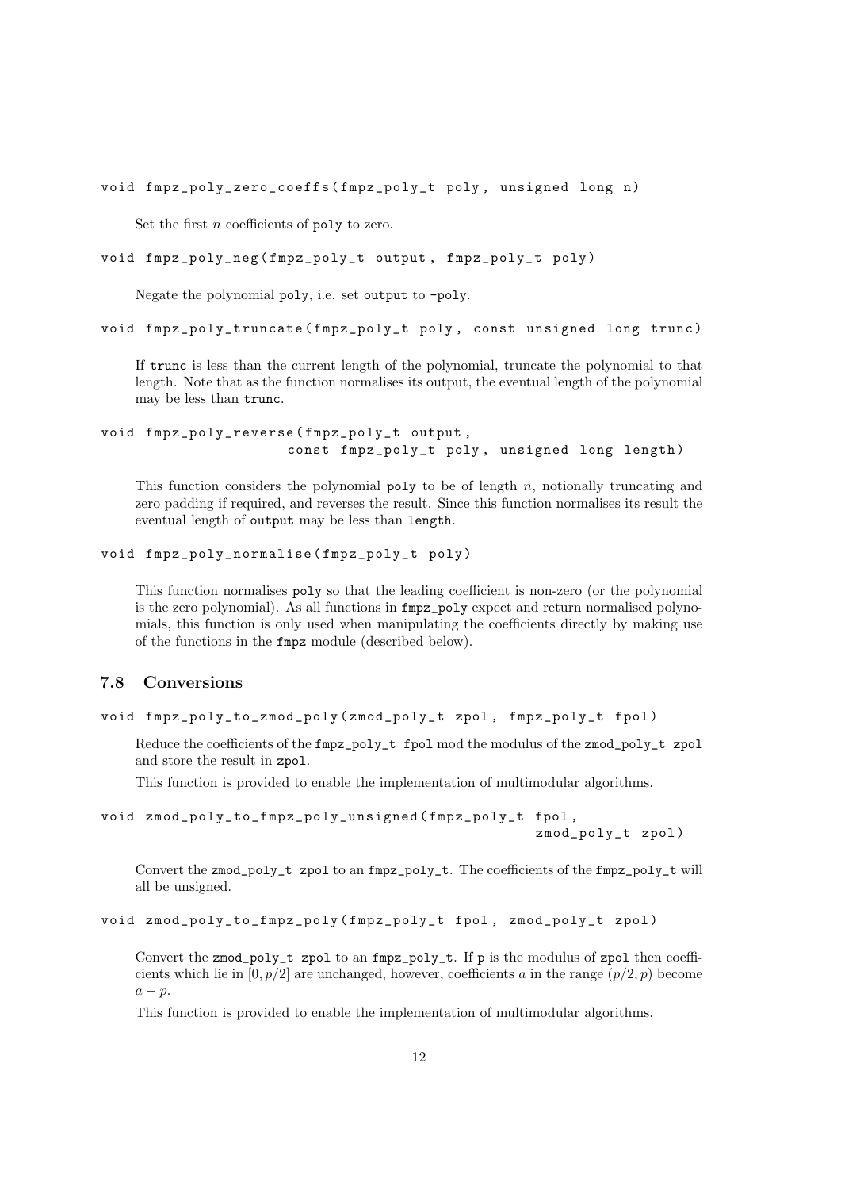```
void fmpz_poly_zero_coeffs(fmpz_poly_t poly, unsigned long n)
```

Set the first $n$ coefficients of poly to zero.

```
void fmpz_poly_neg(fmpz_poly_t output, fmpz_poly_t poly)
```

Negate the polynomial poly, i.e. set output to -poly.

```
void fmpz_poly_truncate(fmpz_poly_t poly, const unsigned long trunc)
```

If trunc is less than the current length of the polynomial, truncate the polynomial to that length. Note that as the function normalises its output, the eventual length of the polynomial may be less than trunc.

```
void fmpz_poly_reverse(fmpz_poly_t output,
                       const fmpz_poly_t poly, unsigned long length)
```

This function considers the polynomial poly to be of length $n$, notionally truncating and zero padding if required, and reverses the result. Since this function normalises its result the eventual length of output may be less than length.

```
void fmpz_poly_normalise(fmpz_poly_t poly)
```

This function normalises poly so that the leading coefficient is non-zero (or the polynomial is the zero polynomial). As all functions in fmpz_poly expect and return normalised polynomials, this function is only used when manipulating the coefficients directly by making use of the functions in the fmpz module (described below).

### 7.8 Conversions

```
void fmpz_poly_to_zmod_poly(zmod_poly_t zpol, fmpz_poly_t fpol)
```

Reduce the coefficients of the fmpz_poly_t fpol mod the modulus of the zmod_poly_t zpol and store the result in zpol.

This function is provided to enable the implementation of multimodular algorithms.

```
void zmod_poly_to_fmpz_poly_unsigned(fmpz_poly_t fpol,
                                     zmod_poly_t zpol)
```

Convert the zmod_poly_t zpol to an fmpz_poly_t. The coefficients of the fmpz_poly_t will all be unsigned.

```
void zmod_poly_to_fmpz_poly(fmpz_poly_t fpol, zmod_poly_t zpol)
```

Convert the zmod_poly_t zpol to an fmpz_poly_t. If p is the modulus of zpol then coefficients which lie in $[0, p/2]$ are unchanged, however, coefficients $a$ in the range $(p/2, p)$ become $a - p$.

This function is provided to enable the implementation of multimodular algorithms.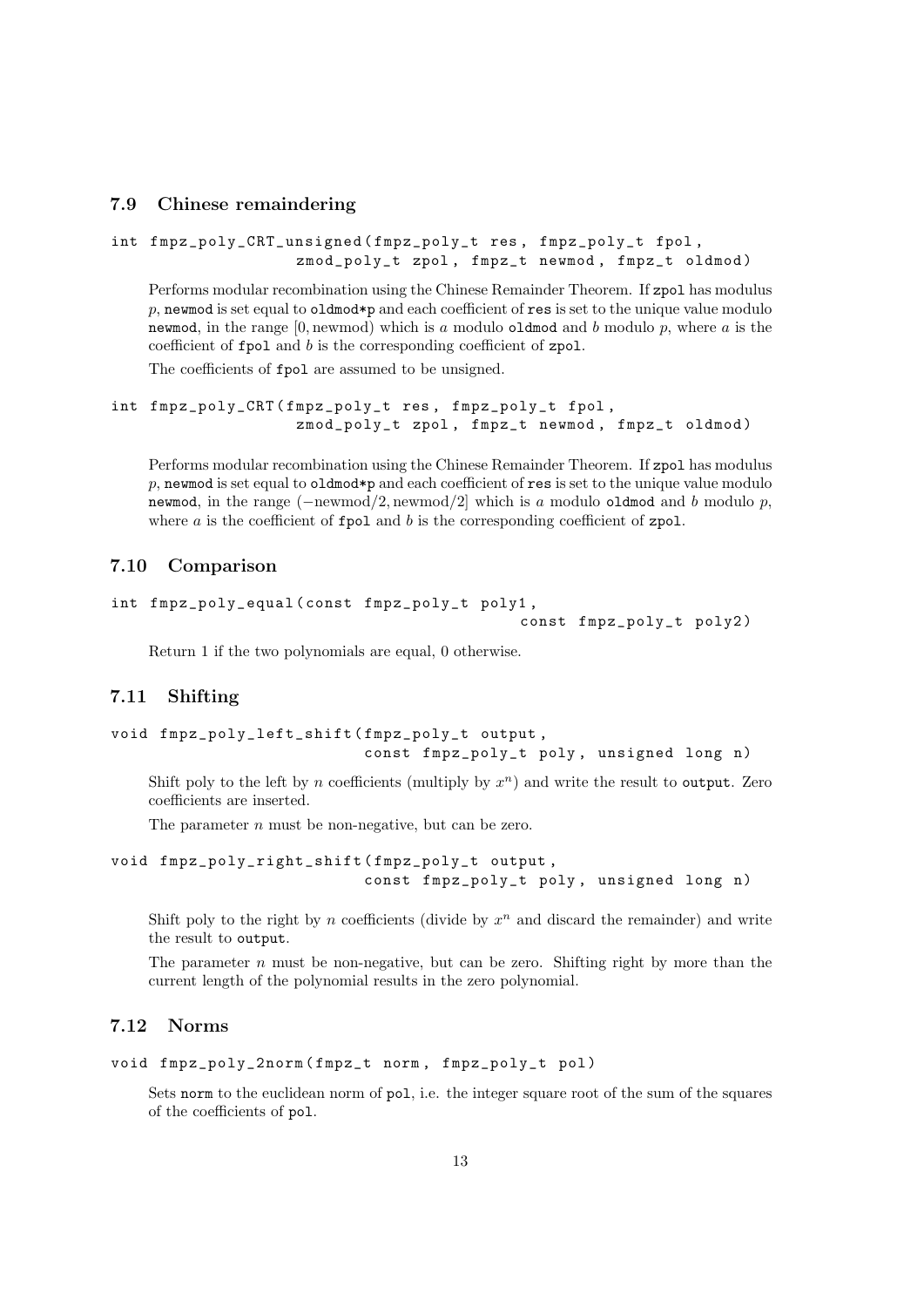## 7.9 Chinese remaindering

```
int fmpz_poly_CRT_unsigned(fmpz_poly_t res, fmpz_poly_t fpol,
                  zmod_poly_t zpol, fmpz_t newmod, fmpz_t oldmod)
```

Performs modular recombination using the Chinese Remainder Theorem. If zpol has modulus $p$, newmod is set equal to oldmod*p and each coefficient of res is set to the unique value modulo newmod, in the range $[0, \text{newmod})$ which is $a$ modulo oldmod and $b$ modulo $p$, where $a$ is the coefficient of fpol and $b$ is the corresponding coefficient of zpol.

The coefficients of fpol are assumed to be unsigned.

```
int fmpz_poly_CRT(fmpz_poly_t res, fmpz_poly_t fpol,
                  zmod_poly_t zpol, fmpz_t newmod, fmpz_t oldmod)
```

Performs modular recombination using the Chinese Remainder Theorem. If zpol has modulus $p$, newmod is set equal to oldmod*p and each coefficient of res is set to the unique value modulo newmod, in the range $(-\text{newmod}/2, \text{newmod}/2]$ which is $a$ modulo oldmod and $b$ modulo $p$, where $a$ is the coefficient of fpol and $b$ is the corresponding coefficient of zpol.

## 7.10 Comparison

```
int fmpz_poly_equal(const fmpz_poly_t poly1,
                                            const fmpz_poly_t poly2)
```

Return 1 if the two polynomials are equal, 0 otherwise.

## 7.11 Shifting

```
void fmpz_poly_left_shift(fmpz_poly_t output,
                          const fmpz_poly_t poly, unsigned long n)
```

Shift poly to the left by $n$ coefficients (multiply by $x^n$) and write the result to output. Zero coefficients are inserted.

The parameter $n$ must be non-negative, but can be zero.

```
void fmpz_poly_right_shift(fmpz_poly_t output,
                          const fmpz_poly_t poly, unsigned long n)
```

Shift poly to the right by $n$ coefficients (divide by $x^n$ and discard the remainder) and write the result to output.

The parameter $n$ must be non-negative, but can be zero. Shifting right by more than the current length of the polynomial results in the zero polynomial.

## 7.12 Norms

```
void fmpz_poly_2norm(fmpz_t norm, fmpz_poly_t pol)
```

Sets norm to the euclidean norm of pol, i.e. the integer square root of the sum of the squares of the coefficients of pol.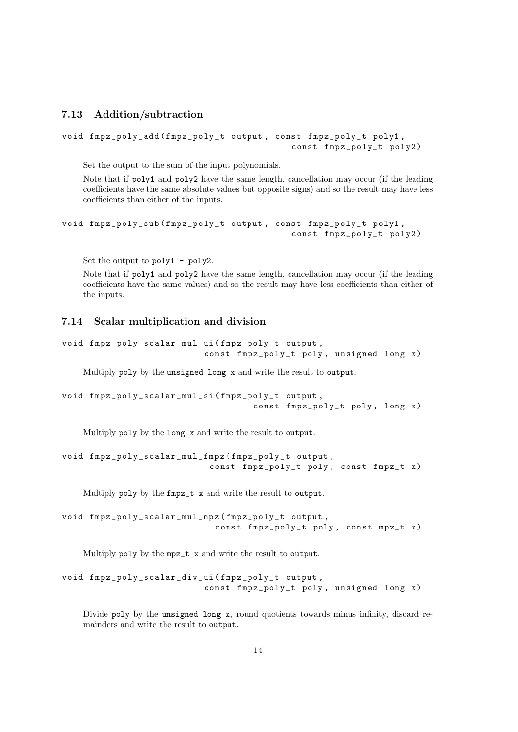## 7.13 Addition/subtraction

```
void fmpz_poly_add(fmpz_poly_t output, const fmpz_poly_t poly1,
                                         const fmpz_poly_t poly2)
```

Set the output to the sum of the input polynomials.

Note that if `poly1` and `poly2` have the same length, cancellation may occur (if the leading coefficients have the same absolute values but opposite signs) and so the result may have less coefficients than either of the inputs.

```
void fmpz_poly_sub(fmpz_poly_t output, const fmpz_poly_t poly1,
                                         const fmpz_poly_t poly2)
```

Set the output to `poly1 - poly2`.

Note that if `poly1` and `poly2` have the same length, cancellation may occur (if the leading coefficients have the same values) and so the result may have less coefficients than either of the inputs.

## 7.14 Scalar multiplication and division

```
void fmpz_poly_scalar_mul_ui(fmpz_poly_t output,
                          const fmpz_poly_t poly, unsigned long x)
```

Multiply `poly` by the `unsigned long x` and write the result to `output`.

```
void fmpz_poly_scalar_mul_si(fmpz_poly_t output,
                                  const fmpz_poly_t poly, long x)
```

Multiply `poly` by the `long x` and write the result to `output`.

```
void fmpz_poly_scalar_mul_fmpz(fmpz_poly_t output,
                          const fmpz_poly_t poly, const fmpz_t x)
```

Multiply `poly` by the `fmpz_t x` and write the result to `output`.

```
void fmpz_poly_scalar_mul_mpz(fmpz_poly_t output,
                           const fmpz_poly_t poly, const mpz_t x)
```

Multiply `poly` by the `mpz_t x` and write the result to `output`.

```
void fmpz_poly_scalar_div_ui(fmpz_poly_t output,
                          const fmpz_poly_t poly, unsigned long x)
```

Divide `poly` by the `unsigned long x`, round quotients towards minus infinity, discard remainders and write the result to `output`.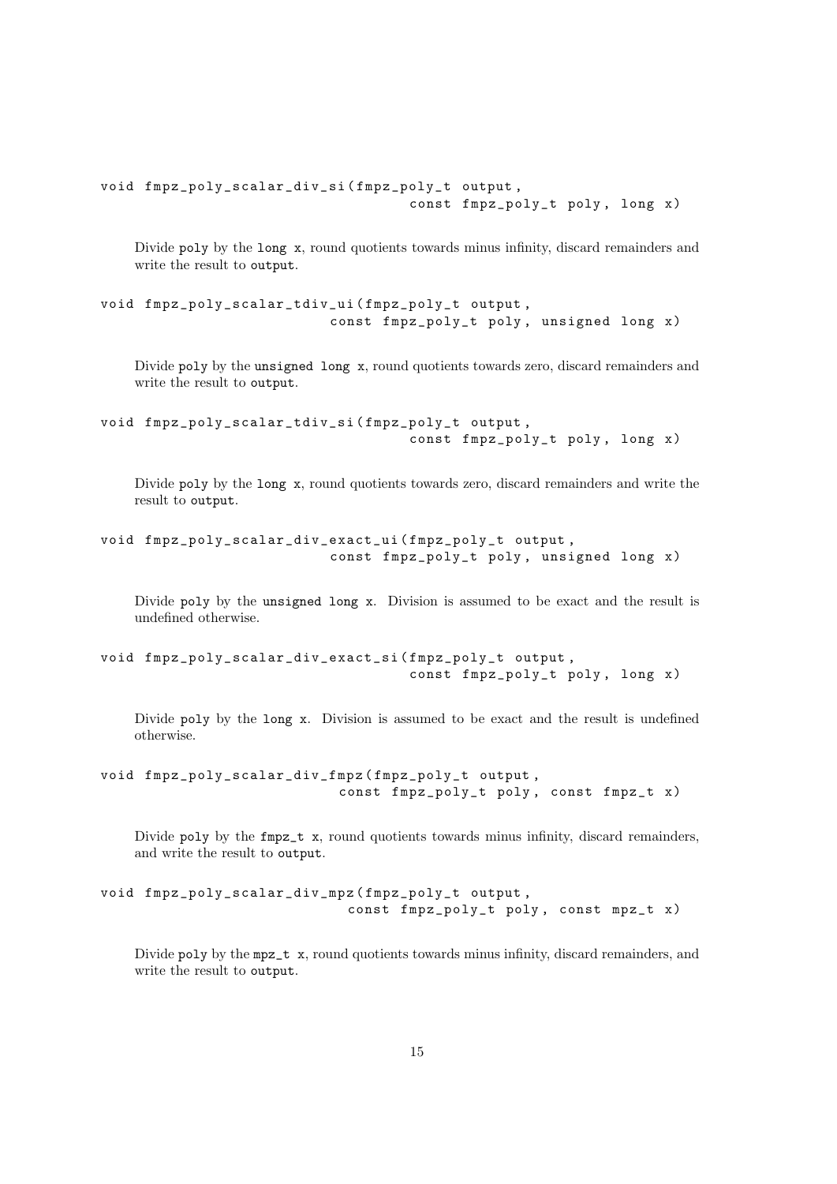```
void fmpz_poly_scalar_div_si(fmpz_poly_t output,
                                    const fmpz_poly_t poly, long x)
```

Divide `poly` by the `long x`, round quotients towards minus infinity, discard remainders and write the result to `output`.

```
void fmpz_poly_scalar_tdiv_ui(fmpz_poly_t output,
                           const fmpz_poly_t poly, unsigned long x)
```

Divide `poly` by the `unsigned long x`, round quotients towards zero, discard remainders and write the result to `output`.

```
void fmpz_poly_scalar_tdiv_si(fmpz_poly_t output,
                                    const fmpz_poly_t poly, long x)
```

Divide `poly` by the `long x`, round quotients towards zero, discard remainders and write the result to `output`.

```
void fmpz_poly_scalar_div_exact_ui(fmpz_poly_t output,
                           const fmpz_poly_t poly, unsigned long x)
```

Divide `poly` by the `unsigned long x`. Division is assumed to be exact and the result is undefined otherwise.

```
void fmpz_poly_scalar_div_exact_si(fmpz_poly_t output,
                                    const fmpz_poly_t poly, long x)
```

Divide `poly` by the `long x`. Division is assumed to be exact and the result is undefined otherwise.

```
void fmpz_poly_scalar_div_fmpz(fmpz_poly_t output,
                            const fmpz_poly_t poly, const fmpz_t x)
```

Divide `poly` by the `fmpz_t x`, round quotients towards minus infinity, discard remainders, and write the result to `output`.

```
void fmpz_poly_scalar_div_mpz(fmpz_poly_t output,
                             const fmpz_poly_t poly, const mpz_t x)
```

Divide `poly` by the `mpz_t x`, round quotients towards minus infinity, discard remainders, and write the result to `output`.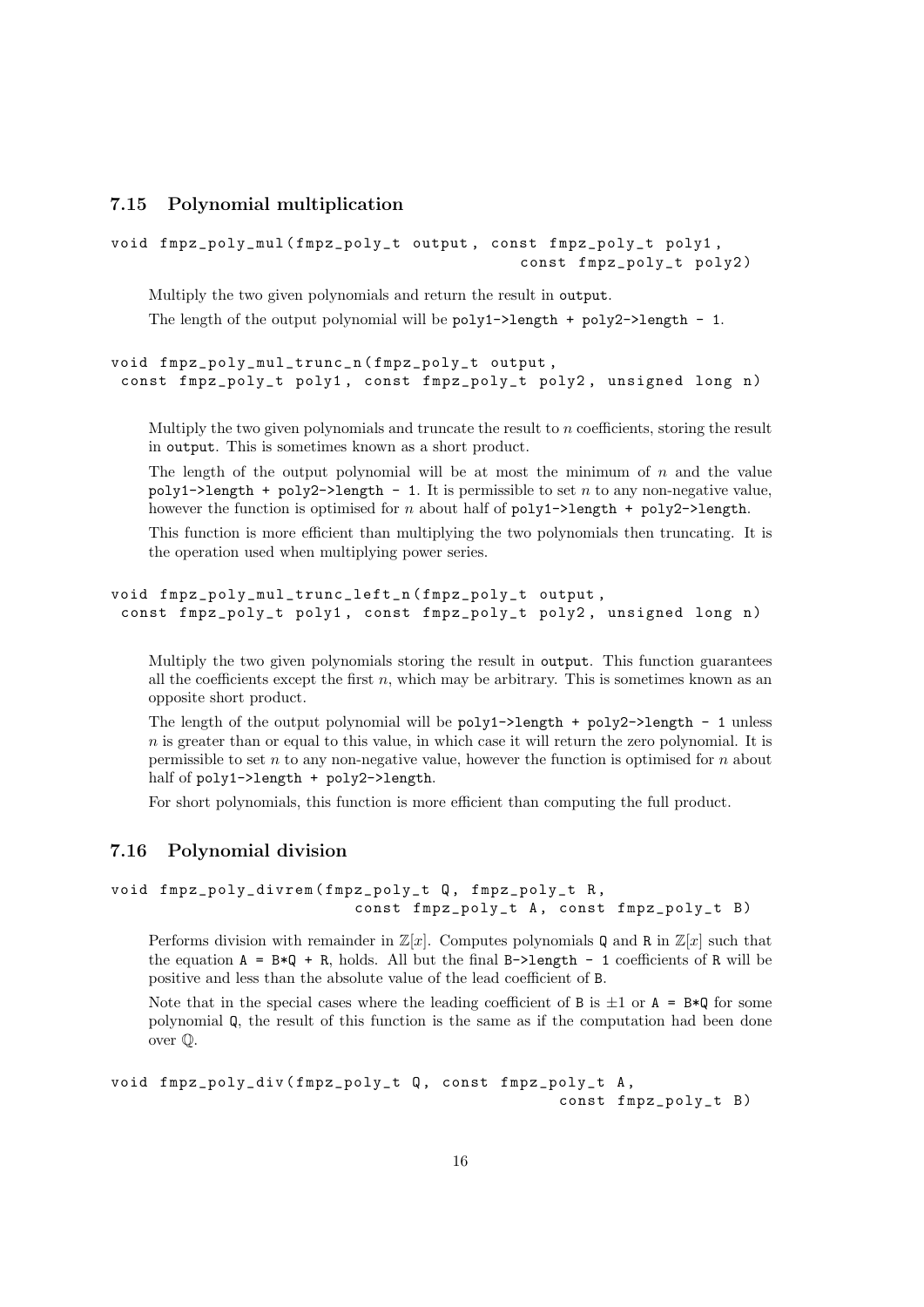### 7.15 Polynomial multiplication

```
void fmpz_poly_mul(fmpz_poly_t output, const fmpz_poly_t poly1,
                                        const fmpz_poly_t poly2)
```

Multiply the two given polynomials and return the result in `output`.

The length of the output polynomial will be `poly1->length + poly2->length - 1`.

```
void fmpz_poly_mul_trunc_n(fmpz_poly_t output,
 const fmpz_poly_t poly1, const fmpz_poly_t poly2, unsigned long n)
```

Multiply the two given polynomials and truncate the result to $n$ coefficients, storing the result in `output`. This is sometimes known as a short product.

The length of the output polynomial will be at most the minimum of $n$ and the value `poly1->length + poly2->length - 1`. It is permissible to set $n$ to any non-negative value, however the function is optimised for $n$ about half of `poly1->length + poly2->length`.

This function is more efficient than multiplying the two polynomials then truncating. It is the operation used when multiplying power series.

```
void fmpz_poly_mul_trunc_left_n(fmpz_poly_t output,
 const fmpz_poly_t poly1, const fmpz_poly_t poly2, unsigned long n)
```

Multiply the two given polynomials storing the result in `output`. This function guarantees all the coefficients except the first $n$, which may be arbitrary. This is sometimes known as an opposite short product.

The length of the output polynomial will be `poly1->length + poly2->length - 1` unless $n$ is greater than or equal to this value, in which case it will return the zero polynomial. It is permissible to set $n$ to any non-negative value, however the function is optimised for $n$ about half of `poly1->length + poly2->length`.

For short polynomials, this function is more efficient than computing the full product.

### 7.16 Polynomial division

```
void fmpz_poly_divrem(fmpz_poly_t Q, fmpz_poly_t R,
                       const fmpz_poly_t A, const fmpz_poly_t B)
```

Performs division with remainder in $\mathbb{Z}[x]$. Computes polynomials `Q` and `R` in $\mathbb{Z}[x]$ such that the equation `A = B*Q + R`, holds. All but the final `B->length - 1` coefficients of `R` will be positive and less than the absolute value of the lead coefficient of `B`.

Note that in the special cases where the leading coefficient of `B` is $\pm 1$ or `A = B*Q` for some polynomial `Q`, the result of this function is the same as if the computation had been done over $\mathbb{Q}$.

```
void fmpz_poly_div(fmpz_poly_t Q, const fmpz_poly_t A,
                                   const fmpz_poly_t B)
```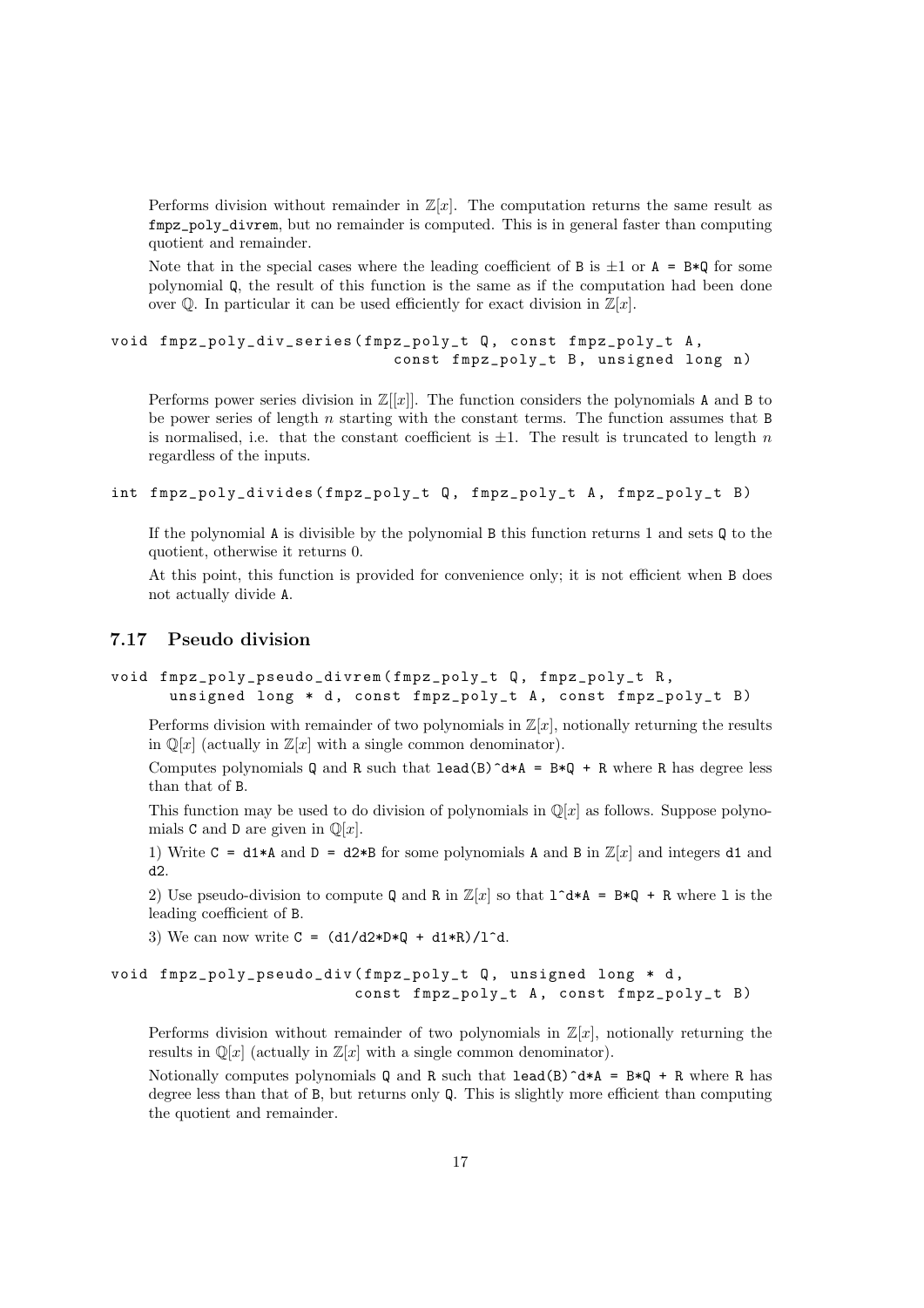Performs division without remainder in $\mathbb{Z}[x]$. The computation returns the same result as `fmpz_poly_divrem`, but no remainder is computed. This is in general faster than computing quotient and remainder.

Note that in the special cases where the leading coefficient of `B` is $\pm 1$ or `A = B*Q` for some polynomial `Q`, the result of this function is the same as if the computation had been done over $\mathbb{Q}$. In particular it can be used efficiently for exact division in $\mathbb{Z}[x]$.

```
void fmpz_poly_div_series(fmpz_poly_t Q, const fmpz_poly_t A,
                          const fmpz_poly_t B, unsigned long n)
```

Performs power series division in $\mathbb{Z}[[x]]$. The function considers the polynomials `A` and `B` to be power series of length $n$ starting with the constant terms. The function assumes that `B` is normalised, i.e. that the constant coefficient is $\pm 1$. The result is truncated to length $n$ regardless of the inputs.

```
int fmpz_poly_divides(fmpz_poly_t Q, fmpz_poly_t A, fmpz_poly_t B)
```

If the polynomial `A` is divisible by the polynomial `B` this function returns 1 and sets `Q` to the quotient, otherwise it returns 0.

At this point, this function is provided for convenience only; it is not efficient when `B` does not actually divide `A`.

## 7.17 Pseudo division

```
void fmpz_poly_pseudo_divrem(fmpz_poly_t Q, fmpz_poly_t R,
     unsigned long * d, const fmpz_poly_t A, const fmpz_poly_t B)
```

Performs division with remainder of two polynomials in $\mathbb{Z}[x]$, notionally returning the results in $\mathbb{Q}[x]$ (actually in $\mathbb{Z}[x]$ with a single common denominator).

Computes polynomials `Q` and `R` such that `lead(B)^d*A = B*Q + R` where `R` has degree less than that of `B`.

This function may be used to do division of polynomials in $\mathbb{Q}[x]$ as follows. Suppose polynomials `C` and `D` are given in $\mathbb{Q}[x]$.

1) Write `C = d1*A` and `D = d2*B` for some polynomials `A` and `B` in $\mathbb{Z}[x]$ and integers `d1` and `d2`.

2) Use pseudo-division to compute `Q` and `R` in $\mathbb{Z}[x]$ so that `l^d*A = B*Q + R` where `l` is the leading coefficient of `B`.

3) We can now write `C = (d1/d2*D*Q + d1*R)/l^d`.

```
void fmpz_poly_pseudo_div(fmpz_poly_t Q, unsigned long * d,
                          const fmpz_poly_t A, const fmpz_poly_t B)
```

Performs division without remainder of two polynomials in $\mathbb{Z}[x]$, notionally returning the results in $\mathbb{Q}[x]$ (actually in $\mathbb{Z}[x]$ with a single common denominator).

Notionally computes polynomials `Q` and `R` such that `lead(B)^d*A = B*Q + R` where `R` has degree less than that of `B`, but returns only `Q`. This is slightly more efficient than computing the quotient and remainder.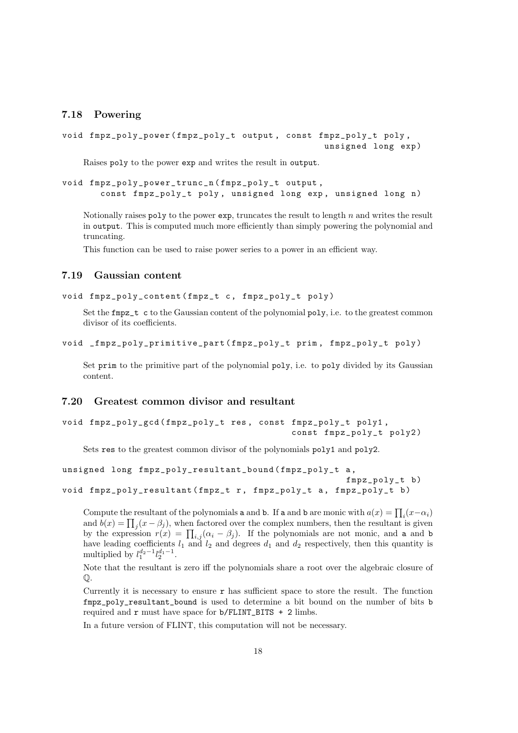## 7.18 Powering

```
void fmpz_poly_power(fmpz_poly_t output, const fmpz_poly_t poly,
                                          unsigned long exp)
```

Raises poly to the power exp and writes the result in output.

```
void fmpz_poly_power_trunc_n(fmpz_poly_t output,
      const fmpz_poly_t poly, unsigned long exp, unsigned long n)
```

Notionally raises poly to the power exp, truncates the result to length $n$ and writes the result in output. This is computed much more efficiently than simply powering the polynomial and truncating.

This function can be used to raise power series to a power in an efficient way.

## 7.19 Gaussian content

```
void fmpz_poly_content(fmpz_t c, fmpz_poly_t poly)
```

Set the fmpz_t c to the Gaussian content of the polynomial poly, i.e. to the greatest common divisor of its coefficients.

```
void _fmpz_poly_primitive_part(fmpz_poly_t prim, fmpz_poly_t poly)
```

Set prim to the primitive part of the polynomial poly, i.e. to poly divided by its Gaussian content.

## 7.20 Greatest common divisor and resultant

```
void fmpz_poly_gcd(fmpz_poly_t res, const fmpz_poly_t poly1,
                                    const fmpz_poly_t poly2)
```

Sets res to the greatest common divisor of the polynomials poly1 and poly2.

```
unsigned long fmpz_poly_resultant_bound(fmpz_poly_t a,
                                         fmpz_poly_t b)
void fmpz_poly_resultant(fmpz_t r, fmpz_poly_t a, fmpz_poly_t b)
```

Compute the resultant of the polynomials a and b. If a and b are monic with $a(x) = \prod_i (x - \alpha_i)$ and $b(x) = \prod_j (x - \beta_j)$, when factored over the complex numbers, then the resultant is given by the expression $r(x) = \prod_{i,j} (\alpha_i - \beta_j)$. If the polynomials are not monic, and a and b have leading coefficients $l_1$ and $l_2$ and degrees $d_1$ and $d_2$ respectively, then this quantity is multiplied by $l_1^{d_2 - 1} l_2^{d_1 - 1}$.

Note that the resultant is zero iff the polynomials share a root over the algebraic closure of $\mathbb{Q}$.

Currently it is necessary to ensure r has sufficient space to store the result. The function fmpz_poly_resultant_bound is used to determine a bit bound on the number of bits b required and r must have space for b/FLINT_BITS + 2 limbs.

In a future version of FLINT, this computation will not be necessary.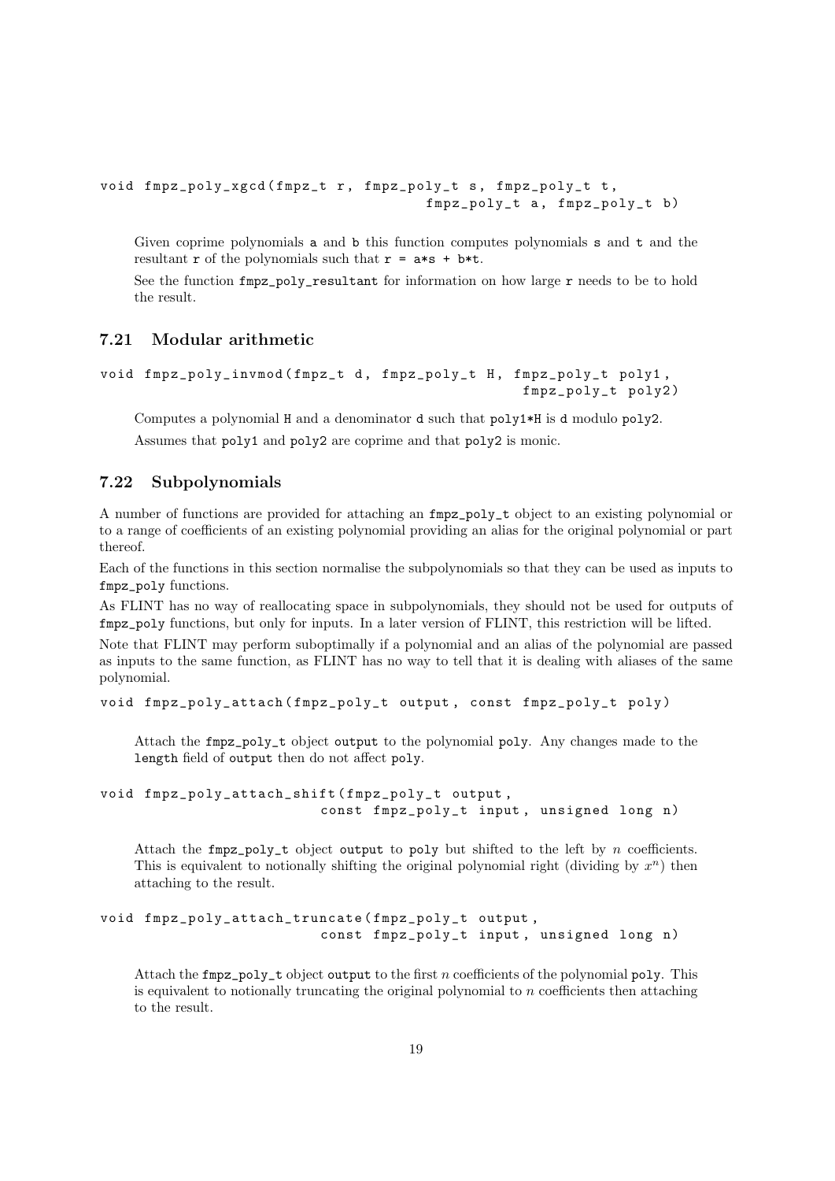```
void fmpz_poly_xgcd(fmpz_t r, fmpz_poly_t s, fmpz_poly_t t,
                                        fmpz_poly_t a, fmpz_poly_t b)
```

Given coprime polynomials a and b this function computes polynomials s and t and the resultant r of the polynomials such that r = a*s + b*t.

See the function fmpz_poly_resultant for information on how large r needs to be to hold the result.

## 7.21 Modular arithmetic

```
void fmpz_poly_invmod(fmpz_t d, fmpz_poly_t H, fmpz_poly_t poly1,
                                                    fmpz_poly_t poly2)
```

Computes a polynomial H and a denominator d such that poly1*H is d modulo poly2.

Assumes that poly1 and poly2 are coprime and that poly2 is monic.

## 7.22 Subpolynomials

A number of functions are provided for attaching an fmpz_poly_t object to an existing polynomial or to a range of coefficients of an existing polynomial providing an alias for the original polynomial or part thereof.

Each of the functions in this section normalise the subpolynomials so that they can be used as inputs to fmpz_poly functions.

As FLINT has no way of reallocating space in subpolynomials, they should not be used for outputs of fmpz_poly functions, but only for inputs. In a later version of FLINT, this restriction will be lifted.

Note that FLINT may perform suboptimally if a polynomial and an alias of the polynomial are passed as inputs to the same function, as FLINT has no way to tell that it is dealing with aliases of the same polynomial.

```
void fmpz_poly_attach(fmpz_poly_t output, const fmpz_poly_t poly)
```

Attach the fmpz_poly_t object output to the polynomial poly. Any changes made to the length field of output then do not affect poly.

```
void fmpz_poly_attach_shift(fmpz_poly_t output,
                            const fmpz_poly_t input, unsigned long n)
```

Attach the fmpz_poly_t object output to poly but shifted to the left by $n$ coefficients. This is equivalent to notionally shifting the original polynomial right (dividing by $x^n$) then attaching to the result.

```
void fmpz_poly_attach_truncate(fmpz_poly_t output,
                            const fmpz_poly_t input, unsigned long n)
```

Attach the fmpz_poly_t object output to the first $n$ coefficients of the polynomial poly. This is equivalent to notionally truncating the original polynomial to $n$ coefficients then attaching to the result.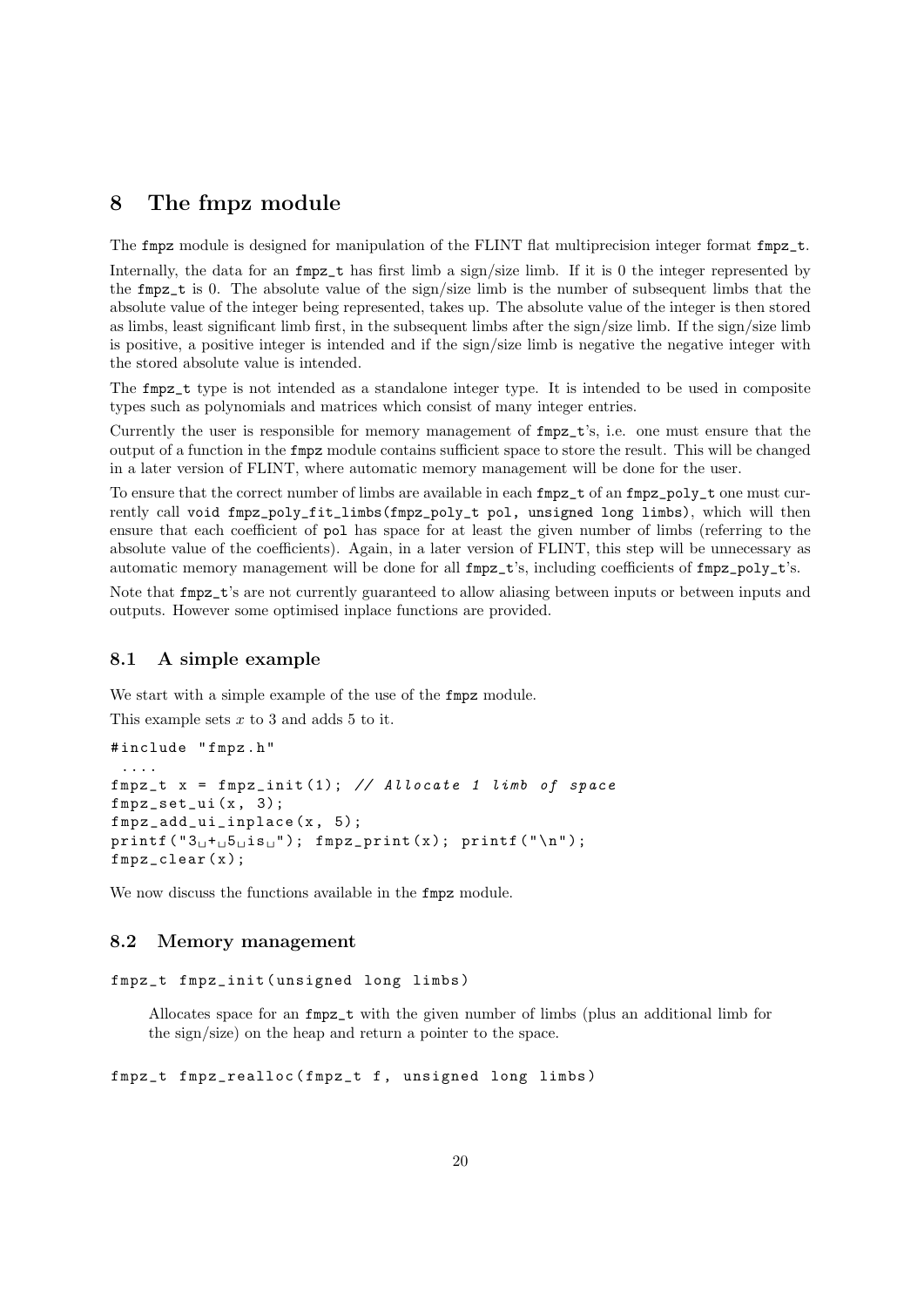# 8 The fmpz module

The `fmpz` module is designed for manipulation of the FLINT flat multiprecision integer format `fmpz_t`.

Internally, the data for an `fmpz_t` has first limb a sign/size limb. If it is 0 the integer represented by the `fmpz_t` is 0. The absolute value of the sign/size limb is the number of subsequent limbs that the absolute value of the integer being represented, takes up. The absolute value of the integer is then stored as limbs, least significant limb first, in the subsequent limbs after the sign/size limb. If the sign/size limb is positive, a positive integer is intended and if the sign/size limb is negative the negative integer with the stored absolute value is intended.

The `fmpz_t` type is not intended as a standalone integer type. It is intended to be used in composite types such as polynomials and matrices which consist of many integer entries.

Currently the user is responsible for memory management of `fmpz_t`'s, i.e. one must ensure that the output of a function in the `fmpz` module contains sufficient space to store the result. This will be changed in a later version of FLINT, where automatic memory management will be done for the user.

To ensure that the correct number of limbs are available in each `fmpz_t` of an `fmpz_poly_t` one must currently call `void fmpz_poly_fit_limbs(fmpz_poly_t pol, unsigned long limbs)`, which will then ensure that each coefficient of `pol` has space for at least the given number of limbs (referring to the absolute value of the coefficients). Again, in a later version of FLINT, this step will be unnecessary as automatic memory management will be done for all `fmpz_t`'s, including coefficients of `fmpz_poly_t`'s.

Note that `fmpz_t`'s are not currently guaranteed to allow aliasing between inputs or between inputs and outputs. However some optimised inplace functions are provided.

## 8.1 A simple example

We start with a simple example of the use of the `fmpz` module.

This example sets $x$ to 3 and adds 5 to it.

```
#include "fmpz.h"
 ....
fmpz_t x = fmpz_init(1); // Allocate 1 limb of space
fmpz_set_ui(x, 3);
fmpz_add_ui_inplace(x, 5);
printf("3 + 5 is "); fmpz_print(x); printf("\n");
fmpz_clear(x);
```

We now discuss the functions available in the `fmpz` module.

## 8.2 Memory management

```
fmpz_t fmpz_init(unsigned long limbs)
```

Allocates space for an `fmpz_t` with the given number of limbs (plus an additional limb for the sign/size) on the heap and return a pointer to the space.

```
fmpz_t fmpz_realloc(fmpz_t f, unsigned long limbs)
```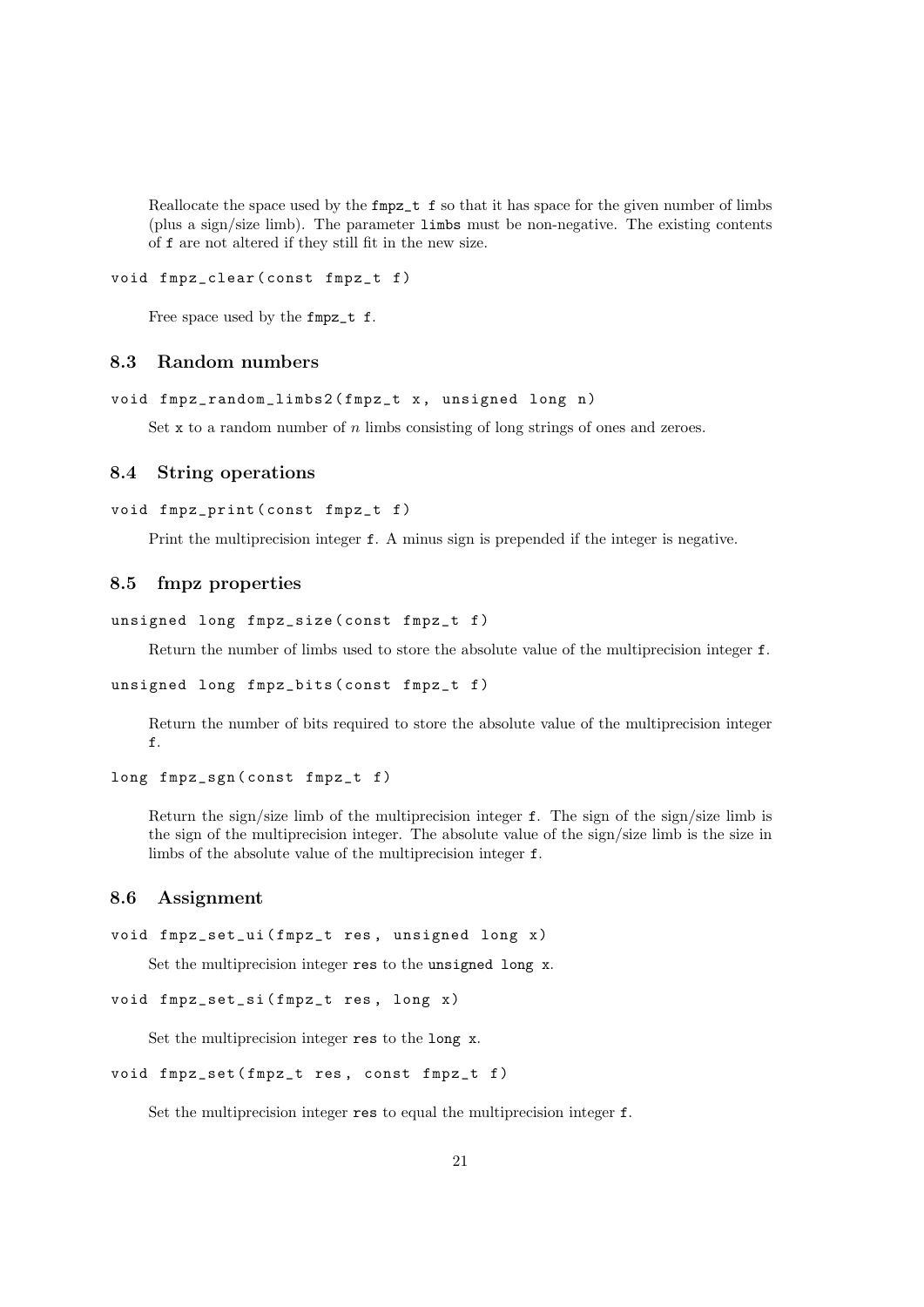Reallocate the space used by the `fmpz_t f` so that it has space for the given number of limbs (plus a sign/size limb). The parameter `limbs` must be non-negative. The existing contents of `f` are not altered if they still fit in the new size.

```
void fmpz_clear(const fmpz_t f)
```

Free space used by the `fmpz_t f`.

### 8.3 Random numbers

```
void fmpz_random_limbs2(fmpz_t x, unsigned long n)
```

Set `x` to a random number of $n$ limbs consisting of long strings of ones and zeroes.

### 8.4 String operations

```
void fmpz_print(const fmpz_t f)
```

Print the multiprecision integer `f`. A minus sign is prepended if the integer is negative.

### 8.5 fmpz properties

```
unsigned long fmpz_size(const fmpz_t f)
```

Return the number of limbs used to store the absolute value of the multiprecision integer `f`.

```
unsigned long fmpz_bits(const fmpz_t f)
```

Return the number of bits required to store the absolute value of the multiprecision integer `f`.

```
long fmpz_sgn(const fmpz_t f)
```

Return the sign/size limb of the multiprecision integer `f`. The sign of the sign/size limb is the sign of the multiprecision integer. The absolute value of the sign/size limb is the size in limbs of the absolute value of the multiprecision integer `f`.

### 8.6 Assignment

```
void fmpz_set_ui(fmpz_t res, unsigned long x)
```

Set the multiprecision integer `res` to the `unsigned long x`.

```
void fmpz_set_si(fmpz_t res, long x)
```

Set the multiprecision integer `res` to the `long x`.

```
void fmpz_set(fmpz_t res, const fmpz_t f)
```

Set the multiprecision integer `res` to equal the multiprecision integer `f`.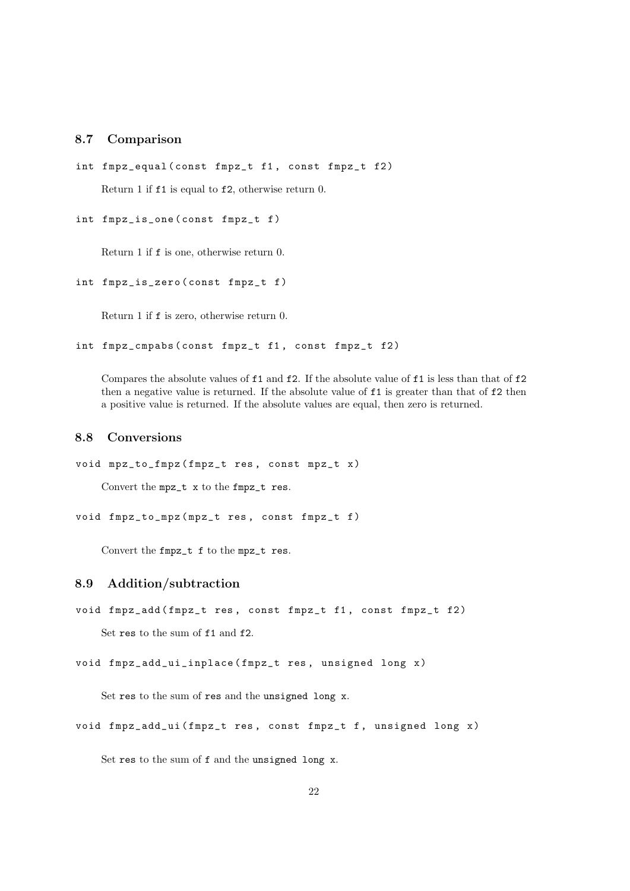## 8.7 Comparison

```
int fmpz_equal(const fmpz_t f1, const fmpz_t f2)
```

Return 1 if `f1` is equal to `f2`, otherwise return 0.

```
int fmpz_is_one(const fmpz_t f)
```

Return 1 if `f` is one, otherwise return 0.

```
int fmpz_is_zero(const fmpz_t f)
```

Return 1 if `f` is zero, otherwise return 0.

```
int fmpz_cmpabs(const fmpz_t f1, const fmpz_t f2)
```

Compares the absolute values of `f1` and `f2`. If the absolute value of `f1` is less than that of `f2` then a negative value is returned. If the absolute value of `f1` is greater than that of `f2` then a positive value is returned. If the absolute values are equal, then zero is returned.

## 8.8 Conversions

```
void mpz_to_fmpz(fmpz_t res, const mpz_t x)
```

Convert the `mpz_t x` to the `fmpz_t res`.

```
void fmpz_to_mpz(mpz_t res, const fmpz_t f)
```

Convert the `fmpz_t f` to the `mpz_t res`.

## 8.9 Addition/subtraction

```
void fmpz_add(fmpz_t res, const fmpz_t f1, const fmpz_t f2)
```

Set `res` to the sum of `f1` and `f2`.

```
void fmpz_add_ui_inplace(fmpz_t res, unsigned long x)
```

Set `res` to the sum of `res` and the `unsigned long x`.

```
void fmpz_add_ui(fmpz_t res, const fmpz_t f, unsigned long x)
```

Set `res` to the sum of `f` and the `unsigned long x`.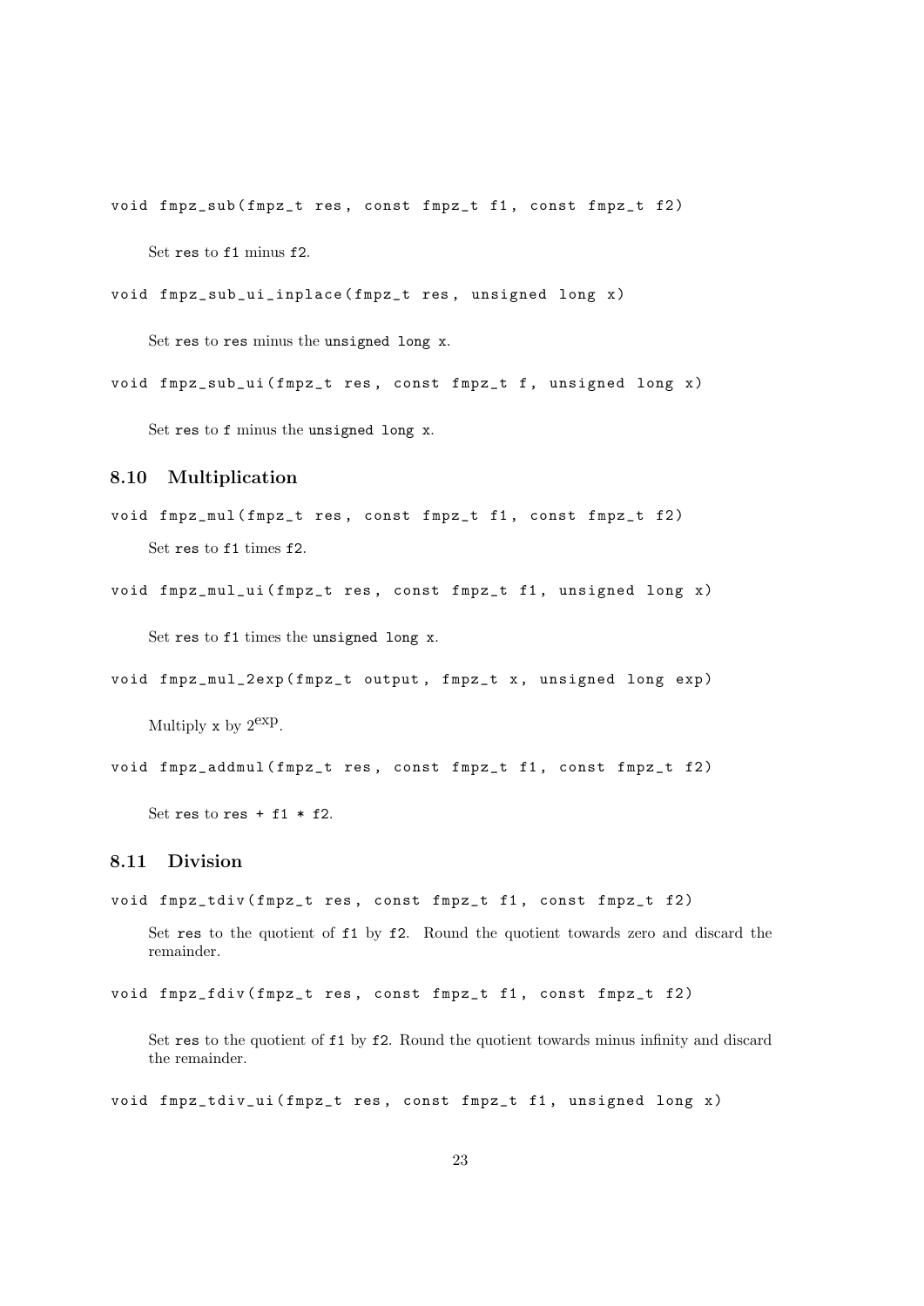```
void fmpz_sub(fmpz_t res, const fmpz_t f1, const fmpz_t f2)
```

Set `res` to `f1` minus `f2`.

```
void fmpz_sub_ui_inplace(fmpz_t res, unsigned long x)
```

Set `res` to `res` minus the `unsigned long x`.

```
void fmpz_sub_ui(fmpz_t res, const fmpz_t f, unsigned long x)
```

Set `res` to `f` minus the `unsigned long x`.

### 8.10 Multiplication

```
void fmpz_mul(fmpz_t res, const fmpz_t f1, const fmpz_t f2)
```

Set `res` to `f1` times `f2`.

```
void fmpz_mul_ui(fmpz_t res, const fmpz_t f1, unsigned long x)
```

Set `res` to `f1` times the `unsigned long x`.

```
void fmpz_mul_2exp(fmpz_t output, fmpz_t x, unsigned long exp)
```

Multiply `x` by $2^{\text{exp}}$.

```
void fmpz_addmul(fmpz_t res, const fmpz_t f1, const fmpz_t f2)
```

Set `res` to `res + f1 * f2`.

### 8.11 Division

```
void fmpz_tdiv(fmpz_t res, const fmpz_t f1, const fmpz_t f2)
```

Set `res` to the quotient of `f1` by `f2`. Round the quotient towards zero and discard the remainder.

```
void fmpz_fdiv(fmpz_t res, const fmpz_t f1, const fmpz_t f2)
```

Set `res` to the quotient of `f1` by `f2`. Round the quotient towards minus infinity and discard the remainder.

```
void fmpz_tdiv_ui(fmpz_t res, const fmpz_t f1, unsigned long x)
```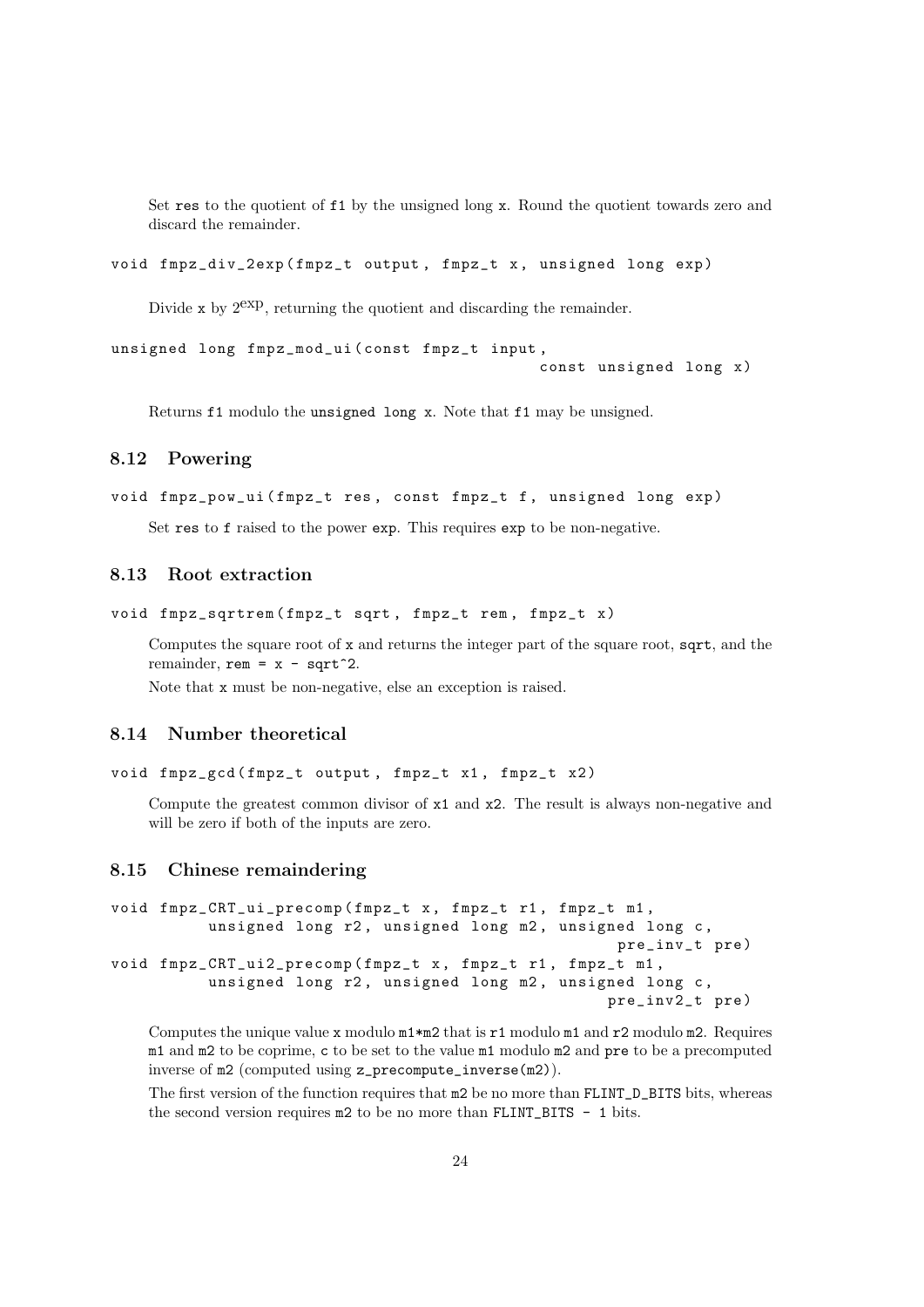Set `res` to the quotient of `f1` by the unsigned long `x`. Round the quotient towards zero and discard the remainder.

```
void fmpz_div_2exp(fmpz_t output, fmpz_t x, unsigned long exp)
```

Divide `x` by $2^{\text{exp}}$, returning the quotient and discarding the remainder.

```
unsigned long fmpz_mod_ui(const fmpz_t input,
                                            const unsigned long x)
```

Returns `f1` modulo the `unsigned long x`. Note that `f1` may be unsigned.

## 8.12 Powering

```
void fmpz_pow_ui(fmpz_t res, const fmpz_t f, unsigned long exp)
```

Set `res` to `f` raised to the power `exp`. This requires `exp` to be non-negative.

## 8.13 Root extraction

```
void fmpz_sqrtrem(fmpz_t sqrt, fmpz_t rem, fmpz_t x)
```

Computes the square root of `x` and returns the integer part of the square root, `sqrt`, and the remainder, `rem = x - sqrt^2`.

Note that `x` must be non-negative, else an exception is raised.

## 8.14 Number theoretical

```
void fmpz_gcd(fmpz_t output, fmpz_t x1, fmpz_t x2)
```

Compute the greatest common divisor of `x1` and `x2`. The result is always non-negative and will be zero if both of the inputs are zero.

## 8.15 Chinese remaindering

```
void fmpz_CRT_ui_precomp(fmpz_t x, fmpz_t r1, fmpz_t m1,
        unsigned long r2, unsigned long m2, unsigned long c,
                                                pre_inv_t pre)
void fmpz_CRT_ui2_precomp(fmpz_t x, fmpz_t r1, fmpz_t m1,
        unsigned long r2, unsigned long m2, unsigned long c,
                                                pre_inv2_t pre)
```

Computes the unique value `x` modulo `m1*m2` that is `r1` modulo `m1` and `r2` modulo `m2`. Requires `m1` and `m2` to be coprime, `c` to be set to the value `m1` modulo `m2` and `pre` to be a precomputed inverse of `m2` (computed using `z_precompute_inverse(m2)`).

The first version of the function requires that `m2` be no more than `FLINT_D_BITS` bits, whereas the second version requires `m2` to be no more than `FLINT_BITS - 1` bits.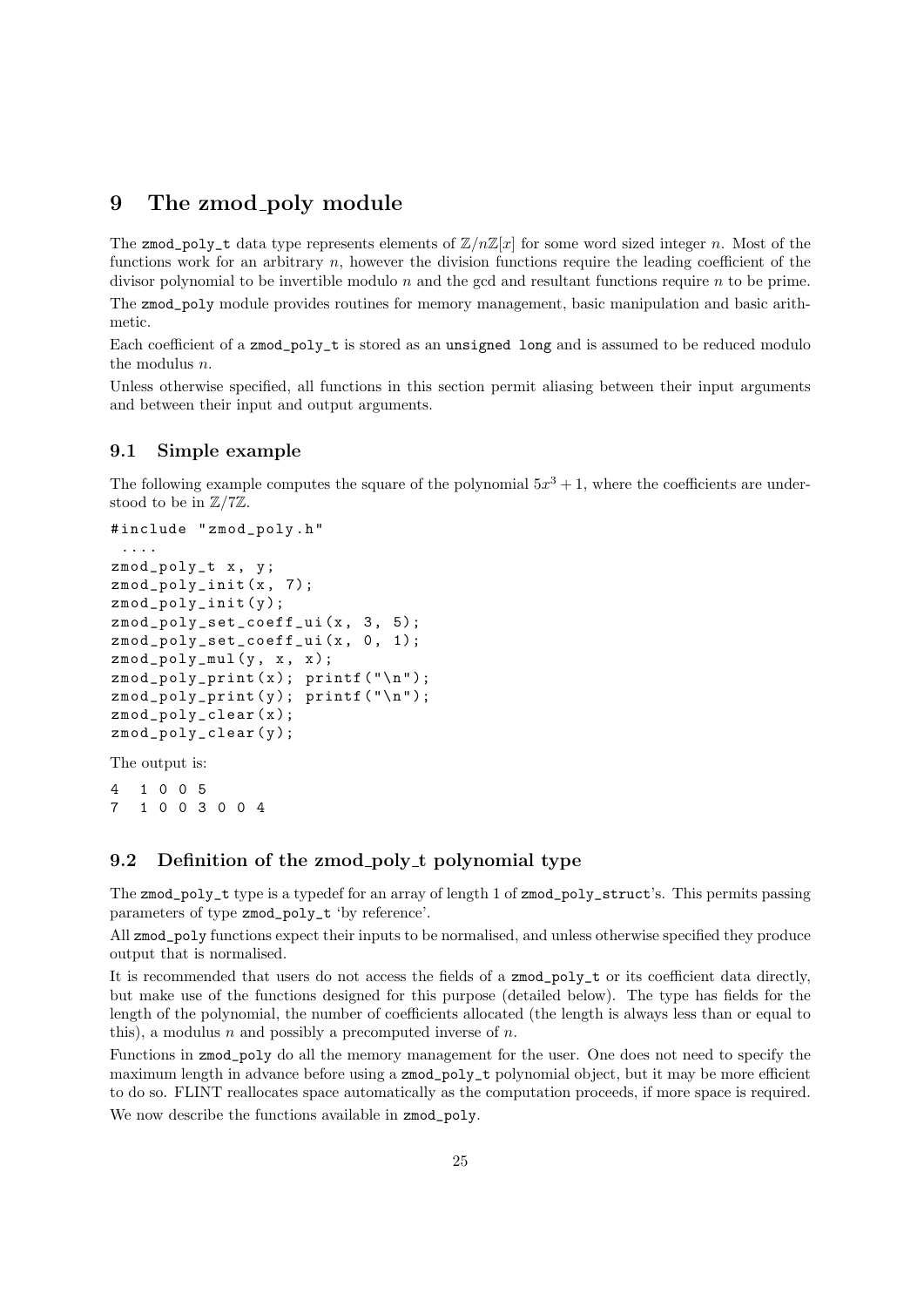# 9 The zmod_poly module

The zmod_poly_t data type represents elements of $\mathbb{Z}/n\mathbb{Z}[x]$ for some word sized integer $n$. Most of the functions work for an arbitrary $n$, however the division functions require the leading coefficient of the divisor polynomial to be invertible modulo $n$ and the gcd and resultant functions require $n$ to be prime.

The zmod_poly module provides routines for memory management, basic manipulation and basic arithmetic.

Each coefficient of a zmod_poly_t is stored as an unsigned long and is assumed to be reduced modulo the modulus $n$.

Unless otherwise specified, all functions in this section permit aliasing between their input arguments and between their input and output arguments.

## 9.1 Simple example

The following example computes the square of the polynomial $5x^3 + 1$, where the coefficients are understood to be in $\mathbb{Z}/7\mathbb{Z}$.

```
#include "zmod_poly.h"
 ....
zmod_poly_t x, y;
zmod_poly_init(x, 7);
zmod_poly_init(y);
zmod_poly_set_coeff_ui(x, 3, 5);
zmod_poly_set_coeff_ui(x, 0, 1);
zmod_poly_mul(y, x, x);
zmod_poly_print(x); printf("\n");
zmod_poly_print(y); printf("\n");
zmod_poly_clear(x);
zmod_poly_clear(y);
```

The output is:

```
4  1 0 0 5
7  1 0 0 3 0 0 4
```

## 9.2 Definition of the zmod_poly_t polynomial type

The zmod_poly_t type is a typedef for an array of length 1 of zmod_poly_struct's. This permits passing parameters of type zmod_poly_t 'by reference'.

All zmod_poly functions expect their inputs to be normalised, and unless otherwise specified they produce output that is normalised.

It is recommended that users do not access the fields of a zmod_poly_t or its coefficient data directly, but make use of the functions designed for this purpose (detailed below). The type has fields for the length of the polynomial, the number of coefficients allocated (the length is always less than or equal to this), a modulus $n$ and possibly a precomputed inverse of $n$.

Functions in zmod_poly do all the memory management for the user. One does not need to specify the maximum length in advance before using a zmod_poly_t polynomial object, but it may be more efficient to do so. FLINT reallocates space automatically as the computation proceeds, if more space is required.

We now describe the functions available in zmod_poly.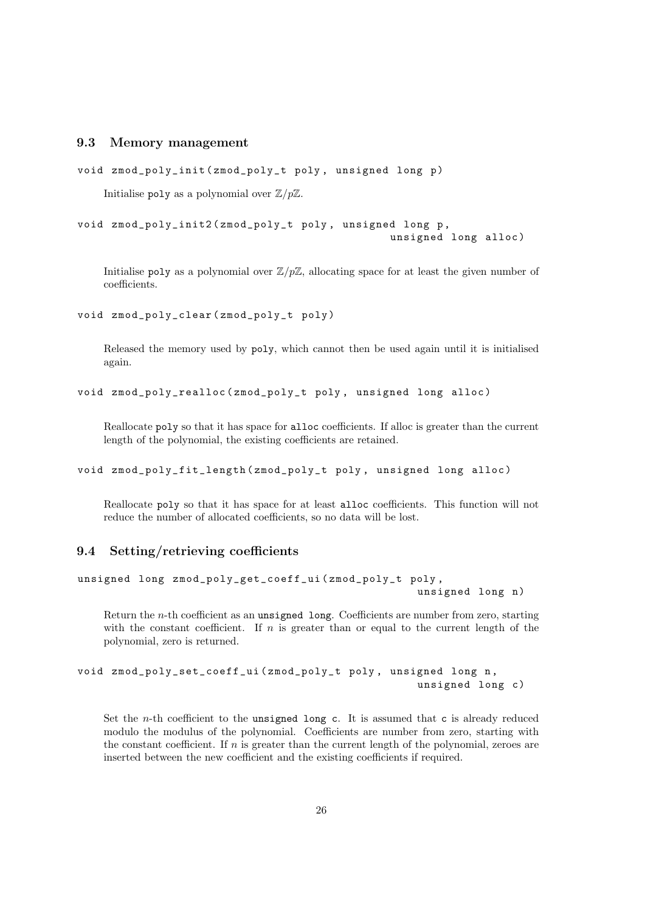## 9.3 Memory management

```
void zmod_poly_init(zmod_poly_t poly, unsigned long p)
```

Initialise poly as a polynomial over $\mathbb{Z}/p\mathbb{Z}$.

```
void zmod_poly_init2(zmod_poly_t poly, unsigned long p,
                                       unsigned long alloc)
```

Initialise poly as a polynomial over $\mathbb{Z}/p\mathbb{Z}$, allocating space for at least the given number of coefficients.

```
void zmod_poly_clear(zmod_poly_t poly)
```

Released the memory used by poly, which cannot then be used again until it is initialised again.

```
void zmod_poly_realloc(zmod_poly_t poly, unsigned long alloc)
```

Reallocate poly so that it has space for alloc coefficients. If alloc is greater than the current length of the polynomial, the existing coefficients are retained.

```
void zmod_poly_fit_length(zmod_poly_t poly, unsigned long alloc)
```

Reallocate poly so that it has space for at least alloc coefficients. This function will not reduce the number of allocated coefficients, so no data will be lost.

## 9.4 Setting/retrieving coefficients

```
unsigned long zmod_poly_get_coeff_ui(zmod_poly_t poly,
                                           unsigned long n)
```

Return the $n$-th coefficient as an unsigned long. Coefficients are number from zero, starting with the constant coefficient. If $n$ is greater than or equal to the current length of the polynomial, zero is returned.

```
void zmod_poly_set_coeff_ui(zmod_poly_t poly, unsigned long n,
                                           unsigned long c)
```

Set the $n$-th coefficient to the unsigned long c. It is assumed that c is already reduced modulo the modulus of the polynomial. Coefficients are number from zero, starting with the constant coefficient. If $n$ is greater than the current length of the polynomial, zeroes are inserted between the new coefficient and the existing coefficients if required.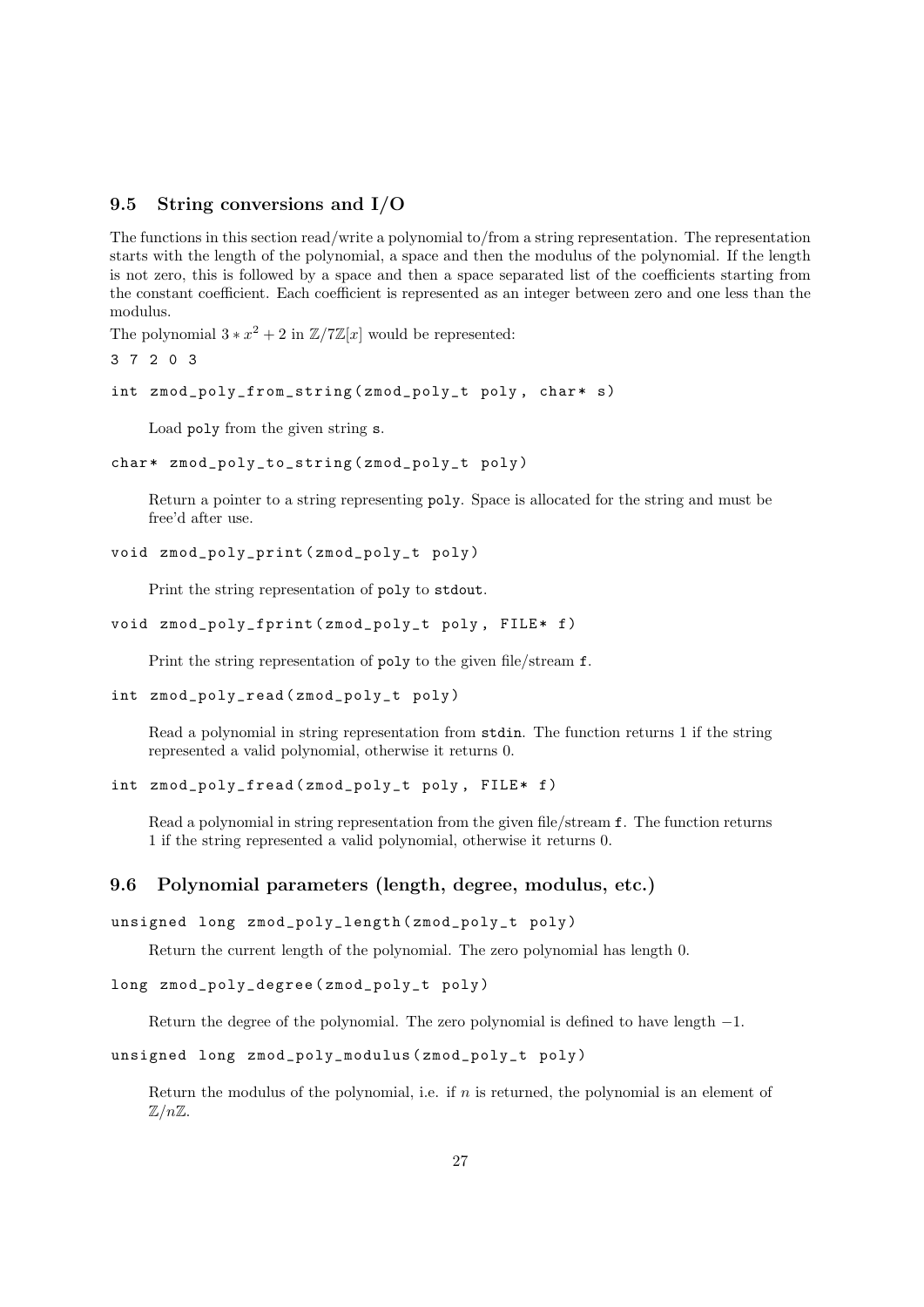## 9.5 String conversions and I/O

The functions in this section read/write a polynomial to/from a string representation. The representation starts with the length of the polynomial, a space and then the modulus of the polynomial. If the length is not zero, this is followed by a space and then a space separated list of the coefficients starting from the constant coefficient. Each coefficient is represented as an integer between zero and one less than the modulus.

The polynomial $3 * x^2 + 2$ in $\mathbb{Z}/7\mathbb{Z}[x]$ would be represented:

```
3 7 2 0 3
```

```
int zmod_poly_from_string(zmod_poly_t poly, char* s)
```

Load poly from the given string s.

```
char* zmod_poly_to_string(zmod_poly_t poly)
```

Return a pointer to a string representing poly. Space is allocated for the string and must be free'd after use.

```
void zmod_poly_print(zmod_poly_t poly)
```

Print the string representation of poly to stdout.

```
void zmod_poly_fprint(zmod_poly_t poly, FILE* f)
```

Print the string representation of poly to the given file/stream f.

```
int zmod_poly_read(zmod_poly_t poly)
```

Read a polynomial in string representation from stdin. The function returns 1 if the string represented a valid polynomial, otherwise it returns 0.

```
int zmod_poly_fread(zmod_poly_t poly, FILE* f)
```

Read a polynomial in string representation from the given file/stream f. The function returns 1 if the string represented a valid polynomial, otherwise it returns 0.

## 9.6 Polynomial parameters (length, degree, modulus, etc.)

```
unsigned long zmod_poly_length(zmod_poly_t poly)
```

Return the current length of the polynomial. The zero polynomial has length 0.

```
long zmod_poly_degree(zmod_poly_t poly)
```

Return the degree of the polynomial. The zero polynomial is defined to have length $-1$.

```
unsigned long zmod_poly_modulus(zmod_poly_t poly)
```

Return the modulus of the polynomial, i.e. if $n$ is returned, the polynomial is an element of $\mathbb{Z}/n\mathbb{Z}$.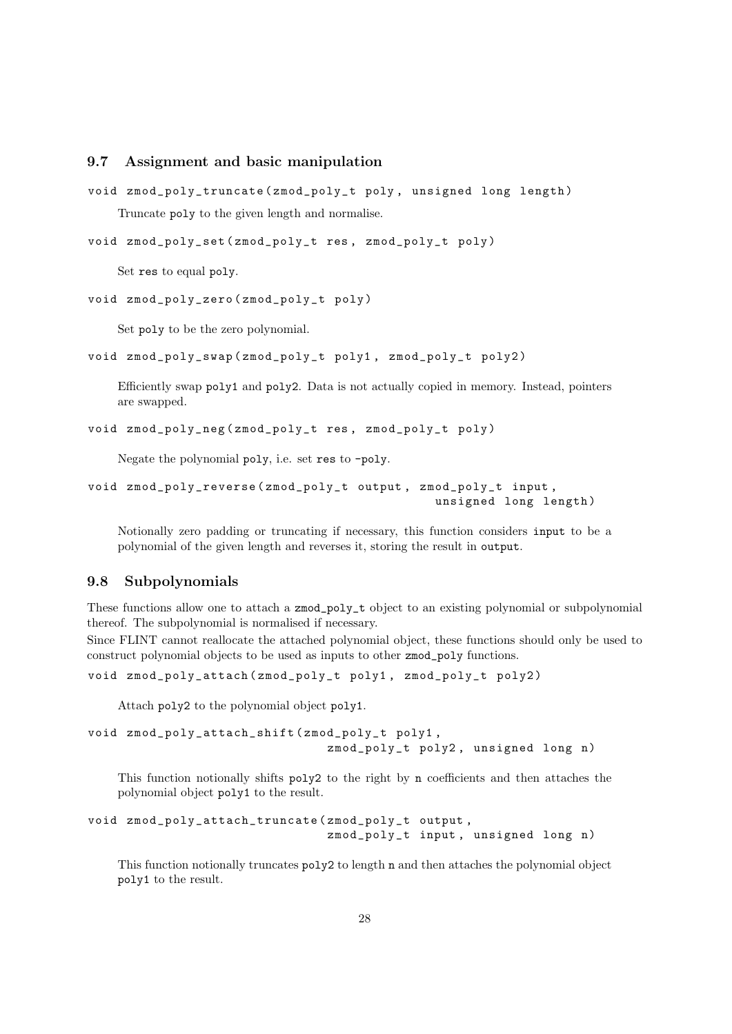## 9.7 Assignment and basic manipulation

```
void zmod_poly_truncate(zmod_poly_t poly, unsigned long length)
```

Truncate poly to the given length and normalise.

```
void zmod_poly_set(zmod_poly_t res, zmod_poly_t poly)
```

Set res to equal poly.

```
void zmod_poly_zero(zmod_poly_t poly)
```

Set poly to be the zero polynomial.

```
void zmod_poly_swap(zmod_poly_t poly1, zmod_poly_t poly2)
```

Efficiently swap poly1 and poly2. Data is not actually copied in memory. Instead, pointers are swapped.

```
void zmod_poly_neg(zmod_poly_t res, zmod_poly_t poly)
```

Negate the polynomial poly, i.e. set res to -poly.

```
void zmod_poly_reverse(zmod_poly_t output, zmod_poly_t input,
                                           unsigned long length)
```

Notionally zero padding or truncating if necessary, this function considers input to be a polynomial of the given length and reverses it, storing the result in output.

## 9.8 Subpolynomials

These functions allow one to attach a zmod_poly_t object to an existing polynomial or subpolynomial thereof. The subpolynomial is normalised if necessary.

Since FLINT cannot reallocate the attached polynomial object, these functions should only be used to construct polynomial objects to be used as inputs to other zmod_poly functions.

```
void zmod_poly_attach(zmod_poly_t poly1, zmod_poly_t poly2)
```

Attach poly2 to the polynomial object poly1.

```
void zmod_poly_attach_shift(zmod_poly_t poly1,
                            zmod_poly_t poly2, unsigned long n)
```

This function notionally shifts poly2 to the right by n coefficients and then attaches the polynomial object poly1 to the result.

```
void zmod_poly_attach_truncate(zmod_poly_t output,
                               zmod_poly_t input, unsigned long n)
```

This function notionally truncates poly2 to length n and then attaches the polynomial object poly1 to the result.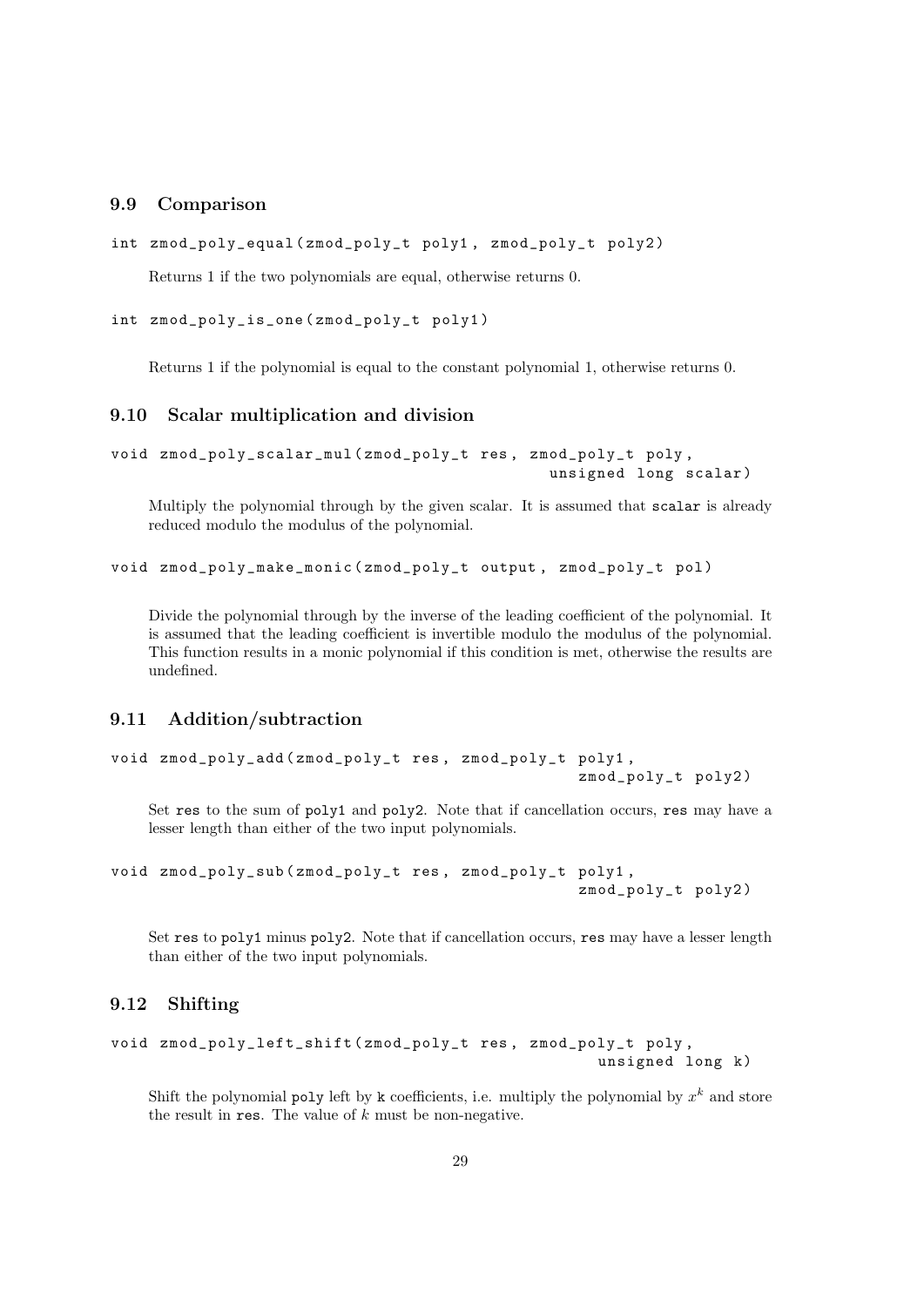## 9.9 Comparison

```
int zmod_poly_equal(zmod_poly_t poly1, zmod_poly_t poly2)
```

Returns 1 if the two polynomials are equal, otherwise returns 0.

```
int zmod_poly_is_one(zmod_poly_t poly1)
```

Returns 1 if the polynomial is equal to the constant polynomial 1, otherwise returns 0.

## 9.10 Scalar multiplication and division

```
void zmod_poly_scalar_mul(zmod_poly_t res, zmod_poly_t poly,
                                          unsigned long scalar)
```

Multiply the polynomial through by the given scalar. It is assumed that `scalar` is already reduced modulo the modulus of the polynomial.

```
void zmod_poly_make_monic(zmod_poly_t output, zmod_poly_t pol)
```

Divide the polynomial through by the inverse of the leading coefficient of the polynomial. It is assumed that the leading coefficient is invertible modulo the modulus of the polynomial. This function results in a monic polynomial if this condition is met, otherwise the results are undefined.

## 9.11 Addition/subtraction

```
void zmod_poly_add(zmod_poly_t res, zmod_poly_t poly1,
                                        zmod_poly_t poly2)
```

Set `res` to the sum of `poly1` and `poly2`. Note that if cancellation occurs, `res` may have a lesser length than either of the two input polynomials.

```
void zmod_poly_sub(zmod_poly_t res, zmod_poly_t poly1,
                                        zmod_poly_t poly2)
```

Set `res` to `poly1` minus `poly2`. Note that if cancellation occurs, `res` may have a lesser length than either of the two input polynomials.

## 9.12 Shifting

```
void zmod_poly_left_shift(zmod_poly_t res, zmod_poly_t poly,
                                              unsigned long k)
```

Shift the polynomial `poly` left by `k` coefficients, i.e. multiply the polynomial by $x^k$ and store the result in `res`. The value of $k$ must be non-negative.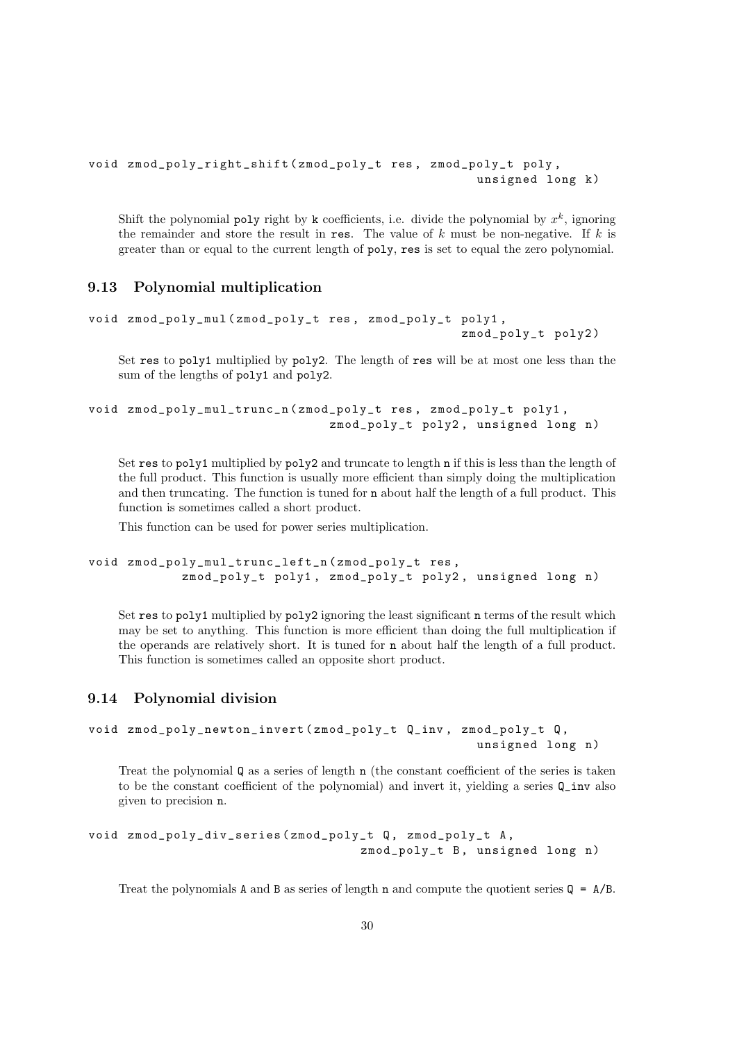```
void zmod_poly_right_shift(zmod_poly_t res, zmod_poly_t poly,
                                                    unsigned long k)
```

Shift the polynomial poly right by k coefficients, i.e. divide the polynomial by $x^k$, ignoring the remainder and store the result in res. The value of $k$ must be non-negative. If $k$ is greater than or equal to the current length of poly, res is set to equal the zero polynomial.

## 9.13 Polynomial multiplication

```
void zmod_poly_mul(zmod_poly_t res, zmod_poly_t poly1,
                                                  zmod_poly_t poly2)
```

Set res to poly1 multiplied by poly2. The length of res will be at most one less than the sum of the lengths of poly1 and poly2.

```
void zmod_poly_mul_trunc_n(zmod_poly_t res, zmod_poly_t poly1,
                              zmod_poly_t poly2, unsigned long n)
```

Set res to poly1 multiplied by poly2 and truncate to length n if this is less than the length of the full product. This function is usually more efficient than simply doing the multiplication and then truncating. The function is tuned for n about half the length of a full product. This function is sometimes called a short product.

This function can be used for power series multiplication.

```
void zmod_poly_mul_trunc_left_n(zmod_poly_t res,
           zmod_poly_t poly1, zmod_poly_t poly2, unsigned long n)
```

Set res to poly1 multiplied by poly2 ignoring the least significant n terms of the result which may be set to anything. This function is more efficient than doing the full multiplication if the operands are relatively short. It is tuned for n about half the length of a full product. This function is sometimes called an opposite short product.

## 9.14 Polynomial division

```
void zmod_poly_newton_invert(zmod_poly_t Q_inv, zmod_poly_t Q,
                                                    unsigned long n)
```

Treat the polynomial Q as a series of length n (the constant coefficient of the series is taken to be the constant coefficient of the polynomial) and invert it, yielding a series Q_inv also given to precision n.

```
void zmod_poly_div_series(zmod_poly_t Q, zmod_poly_t A,
                                    zmod_poly_t B, unsigned long n)
```

Treat the polynomials A and B as series of length n and compute the quotient series Q = A/B.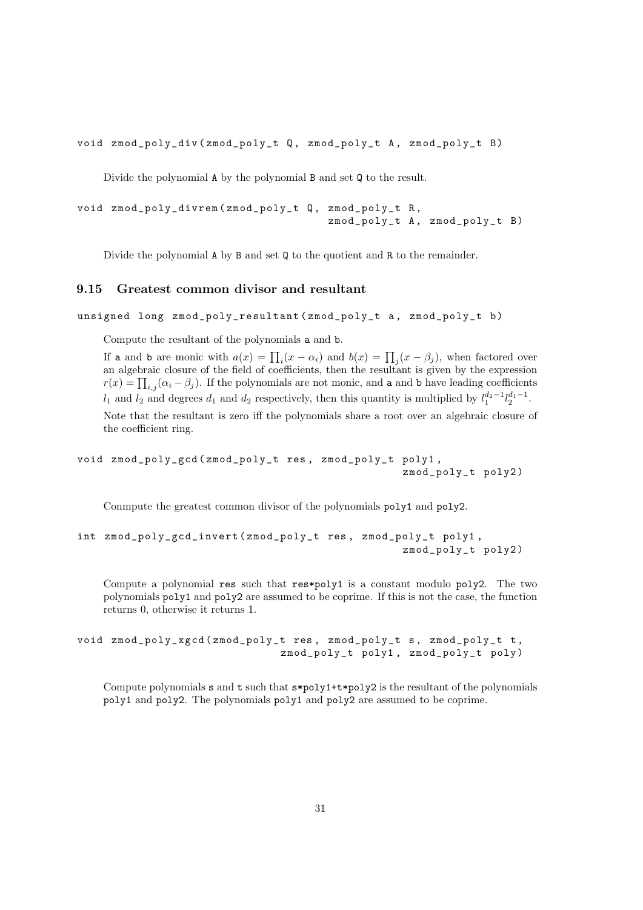```
void zmod_poly_div(zmod_poly_t Q, zmod_poly_t A, zmod_poly_t B)
```

Divide the polynomial A by the polynomial B and set Q to the result.

```
void zmod_poly_divrem(zmod_poly_t Q, zmod_poly_t R,
                                    zmod_poly_t A, zmod_poly_t B)
```

Divide the polynomial A by B and set Q to the quotient and R to the remainder.

### 9.15 Greatest common divisor and resultant

```
unsigned long zmod_poly_resultant(zmod_poly_t a, zmod_poly_t b)
```

Compute the resultant of the polynomials a and b.

If a and b are monic with $a(x) = \prod_i (x - \alpha_i)$ and $b(x) = \prod_j (x - \beta_j)$, when factored over an algebraic closure of the field of coefficients, then the resultant is given by the expression $r(x) = \prod_{i,j}(\alpha_i - \beta_j)$. If the polynomials are not monic, and a and b have leading coefficients $l_1$ and $l_2$ and degrees $d_1$ and $d_2$ respectively, then this quantity is multiplied by $l_1^{d_2-1} l_2^{d_1-1}$.

Note that the resultant is zero iff the polynomials share a root over an algebraic closure of the coefficient ring.

```
void zmod_poly_gcd(zmod_poly_t res, zmod_poly_t poly1,
                                                zmod_poly_t poly2)
```

Conmpute the greatest common divisor of the polynomials poly1 and poly2.

```
int zmod_poly_gcd_invert(zmod_poly_t res, zmod_poly_t poly1,
                                                zmod_poly_t poly2)
```

Compute a polynomial res such that res*poly1 is a constant modulo poly2. The two polynomials poly1 and poly2 are assumed to be coprime. If this is not the case, the function returns 0, otherwise it returns 1.

```
void zmod_poly_xgcd(zmod_poly_t res, zmod_poly_t s, zmod_poly_t t,
                              zmod_poly_t poly1, zmod_poly_t poly)
```

Compute polynomials s and t such that s*poly1+t*poly2 is the resultant of the polynomials poly1 and poly2. The polynomials poly1 and poly2 are assumed to be coprime.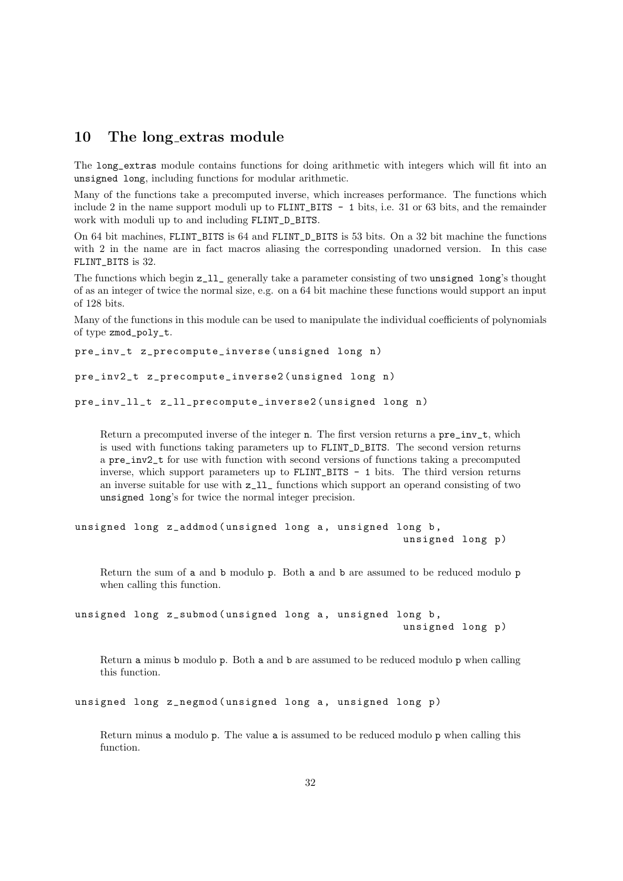## 10 The long_extras module

The `long_extras` module contains functions for doing arithmetic with integers which will fit into an `unsigned long`, including functions for modular arithmetic.

Many of the functions take a precomputed inverse, which increases performance. The functions which include 2 in the name support moduli up to `FLINT_BITS - 1` bits, i.e. 31 or 63 bits, and the remainder work with moduli up to and including `FLINT_D_BITS`.

On 64 bit machines, `FLINT_BITS` is 64 and `FLINT_D_BITS` is 53 bits. On a 32 bit machine the functions with 2 in the name are in fact macros aliasing the corresponding unadorned version. In this case `FLINT_BITS` is 32.

The functions which begin `z_ll_` generally take a parameter consisting of two `unsigned long`'s thought of as an integer of twice the normal size, e.g. on a 64 bit machine these functions would support an input of 128 bits.

Many of the functions in this module can be used to manipulate the individual coefficients of polynomials of type `zmod_poly_t`.

```
pre_inv_t z_precompute_inverse(unsigned long n)

pre_inv2_t z_precompute_inverse2(unsigned long n)

pre_inv_ll_t z_ll_precompute_inverse2(unsigned long n)
```

Return a precomputed inverse of the integer `n`. The first version returns a `pre_inv_t`, which is used with functions taking parameters up to `FLINT_D_BITS`. The second version returns a `pre_inv2_t` for use with function with second versions of functions taking a precomputed inverse, which support parameters up to `FLINT_BITS - 1` bits. The third version returns an inverse suitable for use with `z_ll_` functions which support an operand consisting of two `unsigned long`'s for twice the normal integer precision.

```
unsigned long z_addmod(unsigned long a, unsigned long b,
                                                    unsigned long p)
```

Return the sum of `a` and `b` modulo `p`. Both `a` and `b` are assumed to be reduced modulo `p` when calling this function.

```
unsigned long z_submod(unsigned long a, unsigned long b,
                                                    unsigned long p)
```

Return `a` minus `b` modulo `p`. Both `a` and `b` are assumed to be reduced modulo `p` when calling this function.

```
unsigned long z_negmod(unsigned long a, unsigned long p)
```

Return minus `a` modulo `p`. The value `a` is assumed to be reduced modulo `p` when calling this function.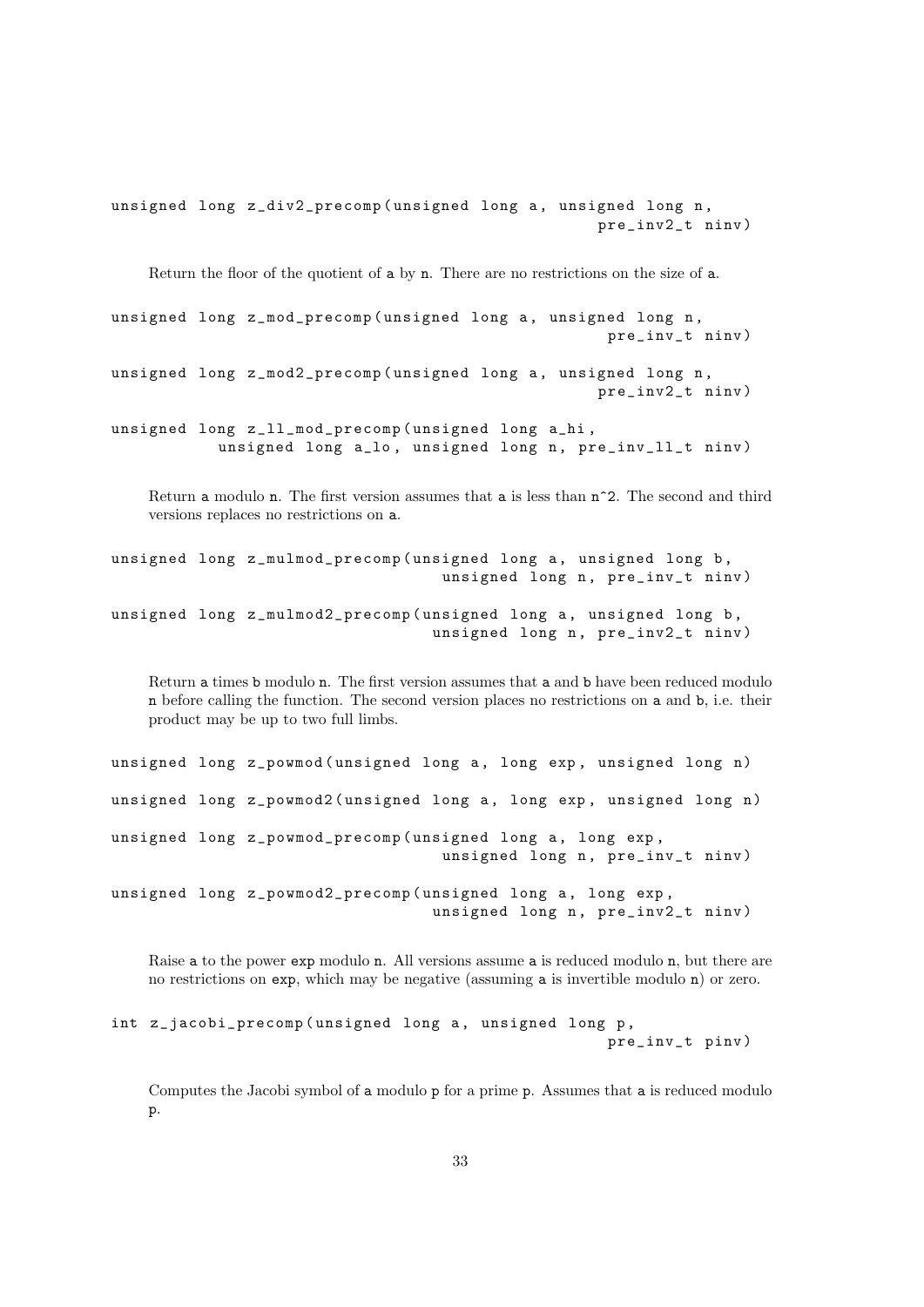```
unsigned long z_div2_precomp(unsigned long a, unsigned long n,
                                                   pre_inv2_t ninv)
```

Return the floor of the quotient of a by n. There are no restrictions on the size of a.

```
unsigned long z_mod_precomp(unsigned long a, unsigned long n,
                                                    pre_inv_t ninv)

unsigned long z_mod2_precomp(unsigned long a, unsigned long n,
                                                   pre_inv2_t ninv)

unsigned long z_ll_mod_precomp(unsigned long a_hi,
           unsigned long a_lo, unsigned long n, pre_inv_ll_t ninv)
```

Return a modulo n. The first version assumes that a is less than n^2. The second and third versions replaces no restrictions on a.

```
unsigned long z_mulmod_precomp(unsigned long a, unsigned long b,
                                 unsigned long n, pre_inv_t ninv)

unsigned long z_mulmod2_precomp(unsigned long a, unsigned long b,
                                 unsigned long n, pre_inv2_t ninv)
```

Return a times b modulo n. The first version assumes that a and b have been reduced modulo n before calling the function. The second version places no restrictions on a and b, i.e. their product may be up to two full limbs.

```
unsigned long z_powmod(unsigned long a, long exp, unsigned long n)

unsigned long z_powmod2(unsigned long a, long exp, unsigned long n)

unsigned long z_powmod_precomp(unsigned long a, long exp,
                                 unsigned long n, pre_inv_t ninv)

unsigned long z_powmod2_precomp(unsigned long a, long exp,
                                 unsigned long n, pre_inv2_t ninv)
```

Raise a to the power exp modulo n. All versions assume a is reduced modulo n, but there are no restrictions on exp, which may be negative (assuming a is invertible modulo n) or zero.

```
int z_jacobi_precomp(unsigned long a, unsigned long p,
                                                    pre_inv_t pinv)
```

Computes the Jacobi symbol of a modulo p for a prime p. Assumes that a is reduced modulo p.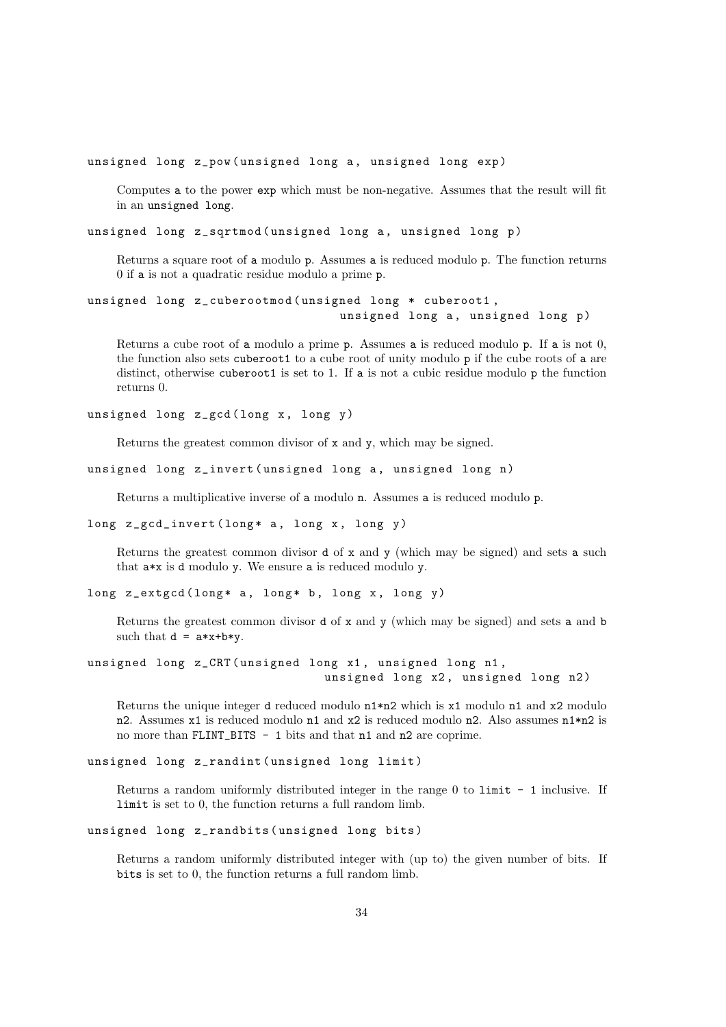```
unsigned long z_pow(unsigned long a, unsigned long exp)
```

Computes a to the power exp which must be non-negative. Assumes that the result will fit in an unsigned long.

```
unsigned long z_sqrtmod(unsigned long a, unsigned long p)
```

Returns a square root of a modulo p. Assumes a is reduced modulo p. The function returns 0 if a is not a quadratic residue modulo a prime p.

```
unsigned long z_cuberootmod(unsigned long * cuberoot1,
                            unsigned long a, unsigned long p)
```

Returns a cube root of a modulo a prime p. Assumes a is reduced modulo p. If a is not 0, the function also sets cuberoot1 to a cube root of unity modulo p if the cube roots of a are distinct, otherwise cuberoot1 is set to 1. If a is not a cubic residue modulo p the function returns 0.

```
unsigned long z_gcd(long x, long y)
```

Returns the greatest common divisor of x and y, which may be signed.

```
unsigned long z_invert(unsigned long a, unsigned long n)
```

Returns a multiplicative inverse of a modulo n. Assumes a is reduced modulo p.

```
long z_gcd_invert(long* a, long x, long y)
```

Returns the greatest common divisor d of x and y (which may be signed) and sets a such that a*x is d modulo y. We ensure a is reduced modulo y.

```
long z_extgcd(long* a, long* b, long x, long y)
```

Returns the greatest common divisor d of x and y (which may be signed) and sets a and b such that d = a*x+b*y.

```
unsigned long z_CRT(unsigned long x1, unsigned long n1,
                    unsigned long x2, unsigned long n2)
```

Returns the unique integer d reduced modulo n1*n2 which is x1 modulo n1 and x2 modulo n2. Assumes x1 is reduced modulo n1 and x2 is reduced modulo n2. Also assumes n1*n2 is no more than FLINT_BITS - 1 bits and that n1 and n2 are coprime.

```
unsigned long z_randint(unsigned long limit)
```

Returns a random uniformly distributed integer in the range 0 to limit - 1 inclusive. If limit is set to 0, the function returns a full random limb.

```
unsigned long z_randbits(unsigned long bits)
```

Returns a random uniformly distributed integer with (up to) the given number of bits. If bits is set to 0, the function returns a full random limb.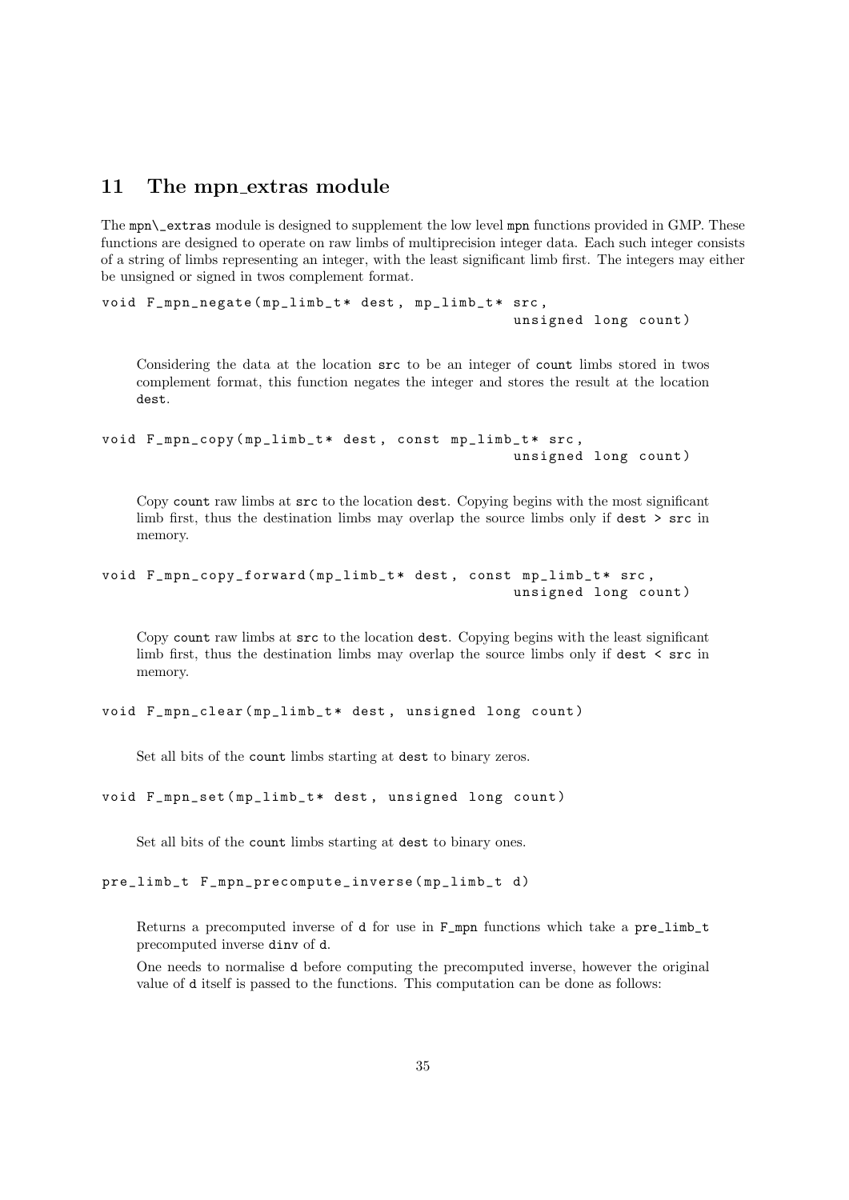## 11 The mpn_extras module

The mpn\_extras module is designed to supplement the low level mpn functions provided in GMP. These functions are designed to operate on raw limbs of multiprecision integer data. Each such integer consists of a string of limbs representing an integer, with the least significant limb first. The integers may either be unsigned or signed in twos complement format.

```
void F_mpn_negate(mp_limb_t* dest, mp_limb_t* src,
                                                unsigned long count)
```

Considering the data at the location `src` to be an integer of `count` limbs stored in twos complement format, this function negates the integer and stores the result at the location `dest`.

```
void F_mpn_copy(mp_limb_t* dest, const mp_limb_t* src,
                                                unsigned long count)
```

Copy `count` raw limbs at `src` to the location `dest`. Copying begins with the most significant limb first, thus the destination limbs may overlap the source limbs only if `dest > src` in memory.

```
void F_mpn_copy_forward(mp_limb_t* dest, const mp_limb_t* src,
                                                unsigned long count)
```

Copy `count` raw limbs at `src` to the location `dest`. Copying begins with the least significant limb first, thus the destination limbs may overlap the source limbs only if `dest < src` in memory.

```
void F_mpn_clear(mp_limb_t* dest, unsigned long count)
```

Set all bits of the `count` limbs starting at `dest` to binary zeros.

```
void F_mpn_set(mp_limb_t* dest, unsigned long count)
```

Set all bits of the `count` limbs starting at `dest` to binary ones.

```
pre_limb_t F_mpn_precompute_inverse(mp_limb_t d)
```

Returns a precomputed inverse of `d` for use in `F_mpn` functions which take a `pre_limb_t` precomputed inverse `dinv` of `d`.

One needs to normalise `d` before computing the precomputed inverse, however the original value of `d` itself is passed to the functions. This computation can be done as follows: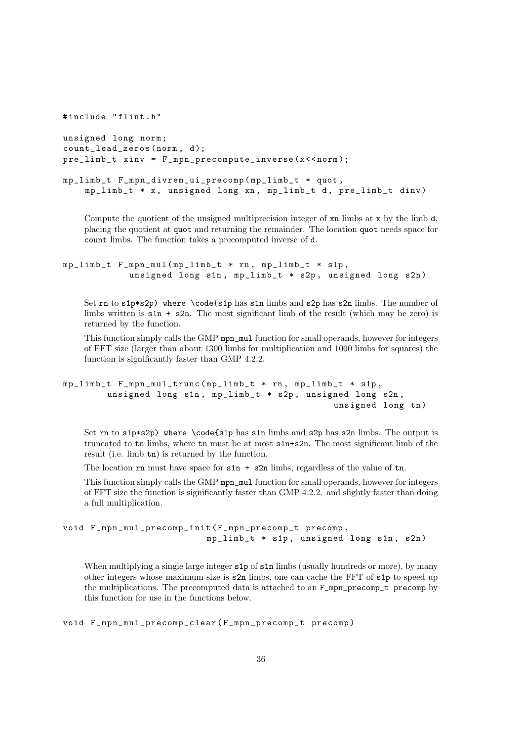```
#include "flint.h"

unsigned long norm;
count_lead_zeros(norm, d);
pre_limb_t xinv = F_mpn_precompute_inverse(x<<norm);
```

```
mp_limb_t F_mpn_divrem_ui_precomp(mp_limb_t * quot,
    mp_limb_t * x, unsigned long xn, mp_limb_t d, pre_limb_t dinv)
```

Compute the quotient of the unsigned multiprecision integer of `xn` limbs at `x` by the limb `d`, placing the quotient at `quot` and returning the remainder. The location `quot` needs space for `count` limbs. The function takes a precomputed inverse of `d`.

```
mp_limb_t F_mpn_mul(mp_limb_t * rn, mp_limb_t * s1p,
            unsigned long s1n, mp_limb_t * s2p, unsigned long s2n)
```

Set `rn` to `s1p*s2p) where \code{s1p` has `s1n` limbs and `s2p` has `s2n` limbs. The number of limbs written is `s1n + s2n`. The most significant limb of the result (which may be zero) is returned by the function.

This function simply calls the GMP `mpn_mul` function for small operands, however for integers of FFT size (larger than about 1300 limbs for multiplication and 1000 limbs for squares) the function is significantly faster than GMP 4.2.2.

```
mp_limb_t F_mpn_mul_trunc(mp_limb_t * rn, mp_limb_t * s1p,
        unsigned long s1n, mp_limb_t * s2p, unsigned long s2n,
                                                  unsigned long tn)
```

Set `rn` to `s1p*s2p) where \code{s1p` has `s1n` limbs and `s2p` has `s2n` limbs. The output is truncated to `tn` limbs, where `tn` must be at most `s1n+s2n`. The most significant limb of the result (i.e. limb `tn`) is returned by the function.

The location `rn` must have space for `s1n + s2n` limbs, regardless of the value of `tn`.

This function simply calls the GMP `mpn_mul` function for small operands, however for integers of FFT size the function is significantly faster than GMP 4.2.2. and slightly faster than doing a full multiplication.

```
void F_mpn_mul_precomp_init(F_mpn_precomp_t precomp,
                            mp_limb_t * s1p, unsigned long s1n, s2n)
```

When multiplying a single large integer `s1p` of `s1n` limbs (usually hundreds or more), by many other integers whose maximum size is `s2n` limbs, one can cache the FFT of `s1p` to speed up the multiplications. The precomputed data is attached to an `F_mpn_precomp_t precomp` by this function for use in the functions below.

```
void F_mpn_mul_precomp_clear(F_mpn_precomp_t precomp)
```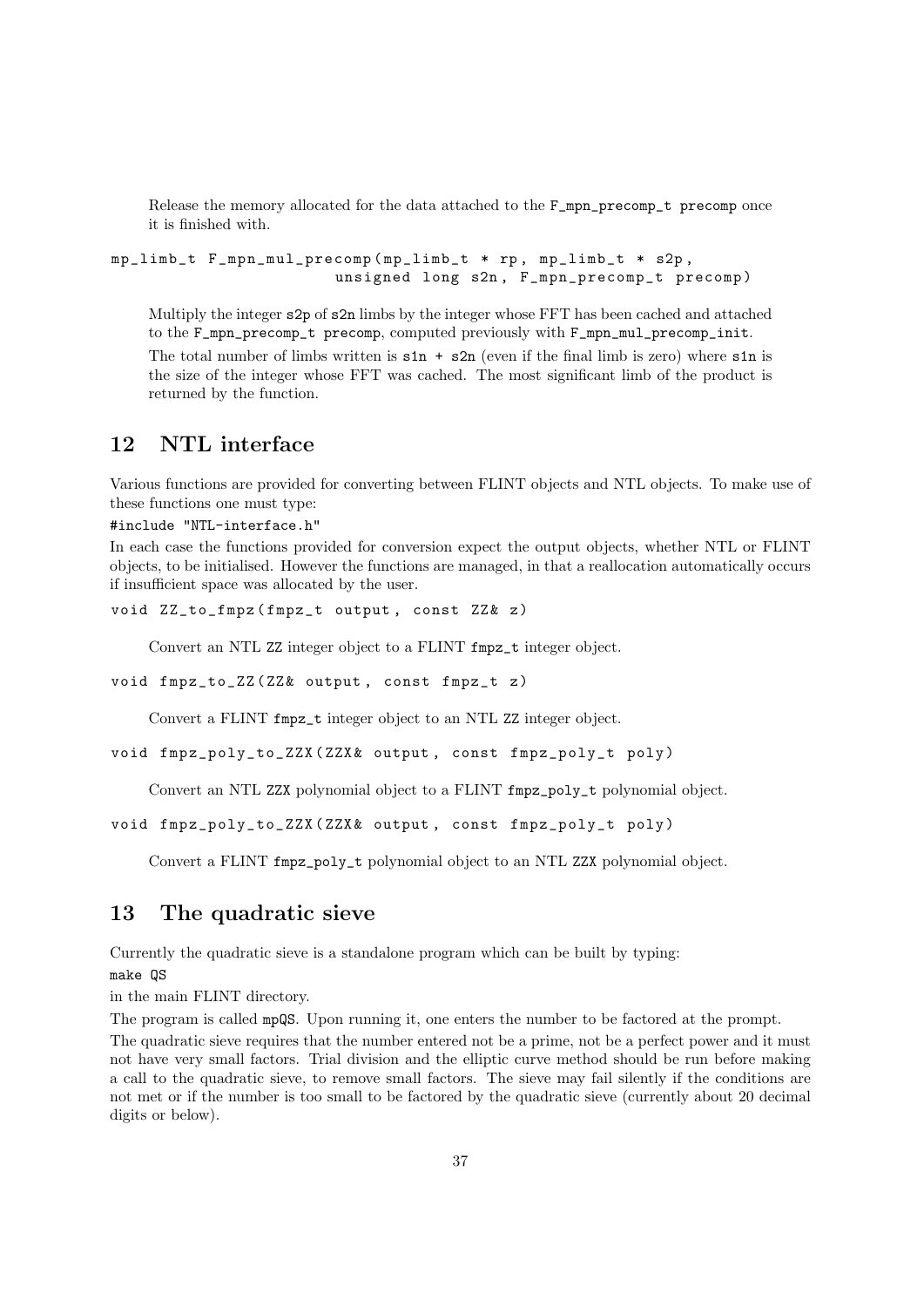Release the memory allocated for the data attached to the `F_mpn_precomp_t precomp` once it is finished with.

```
mp_limb_t F_mpn_mul_precomp(mp_limb_t * rp, mp_limb_t * s2p,
                        unsigned long s2n, F_mpn_precomp_t precomp)
```

Multiply the integer `s2p` of `s2n` limbs by the integer whose FFT has been cached and attached to the `F_mpn_precomp_t precomp`, computed previously with `F_mpn_mul_precomp_init`.

The total number of limbs written is `s1n + s2n` (even if the final limb is zero) where `s1n` is the size of the integer whose FFT was cached. The most significant limb of the product is returned by the function.

## 12 NTL interface

Various functions are provided for converting between FLINT objects and NTL objects. To make use of these functions one must type:

`#include "NTL-interface.h"`

In each case the functions provided for conversion expect the output objects, whether NTL or FLINT objects, to be initialised. However the functions are managed, in that a reallocation automatically occurs if insufficient space was allocated by the user.

```
void ZZ_to_fmpz(fmpz_t output, const ZZ& z)
```

Convert an NTL `ZZ` integer object to a FLINT `fmpz_t` integer object.

```
void fmpz_to_ZZ(ZZ& output, const fmpz_t z)
```

Convert a FLINT `fmpz_t` integer object to an NTL `ZZ` integer object.

```
void fmpz_poly_to_ZZX(ZZX& output, const fmpz_poly_t poly)
```

Convert an NTL `ZZX` polynomial object to a FLINT `fmpz_poly_t` polynomial object.

```
void fmpz_poly_to_ZZX(ZZX& output, const fmpz_poly_t poly)
```

Convert a FLINT `fmpz_poly_t` polynomial object to an NTL `ZZX` polynomial object.

## 13 The quadratic sieve

Currently the quadratic sieve is a standalone program which can be built by typing:

`make QS`

in the main FLINT directory.

The program is called `mpQS`. Upon running it, one enters the number to be factored at the prompt.

The quadratic sieve requires that the number entered not be a prime, not be a perfect power and it must not have very small factors. Trial division and the elliptic curve method should be run before making a call to the quadratic sieve, to remove small factors. The sieve may fail silently if the conditions are not met or if the number is too small to be factored by the quadratic sieve (currently about 20 decimal digits or below).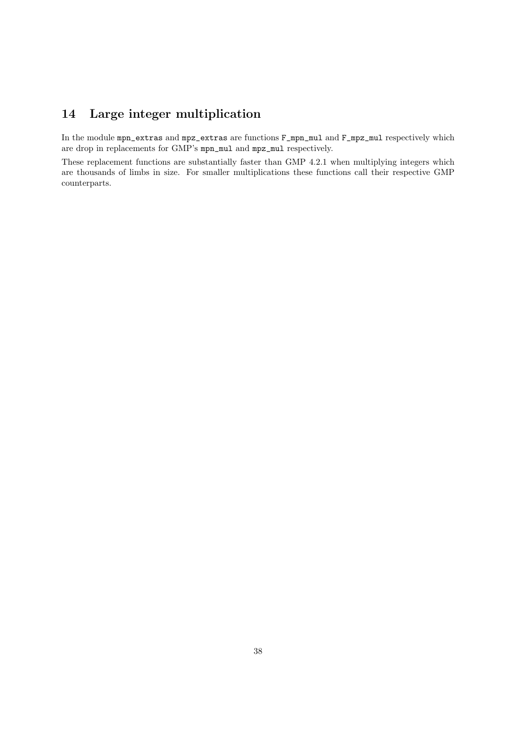# 14 Large integer multiplication

In the module mpn_extras and mpz_extras are functions F_mpn_mul and F_mpz_mul respectively which are drop in replacements for GMP's mpn_mul and mpz_mul respectively.

These replacement functions are substantially faster than GMP 4.2.1 when multiplying integers which are thousands of limbs in size. For smaller multiplications these functions call their respective GMP counterparts.